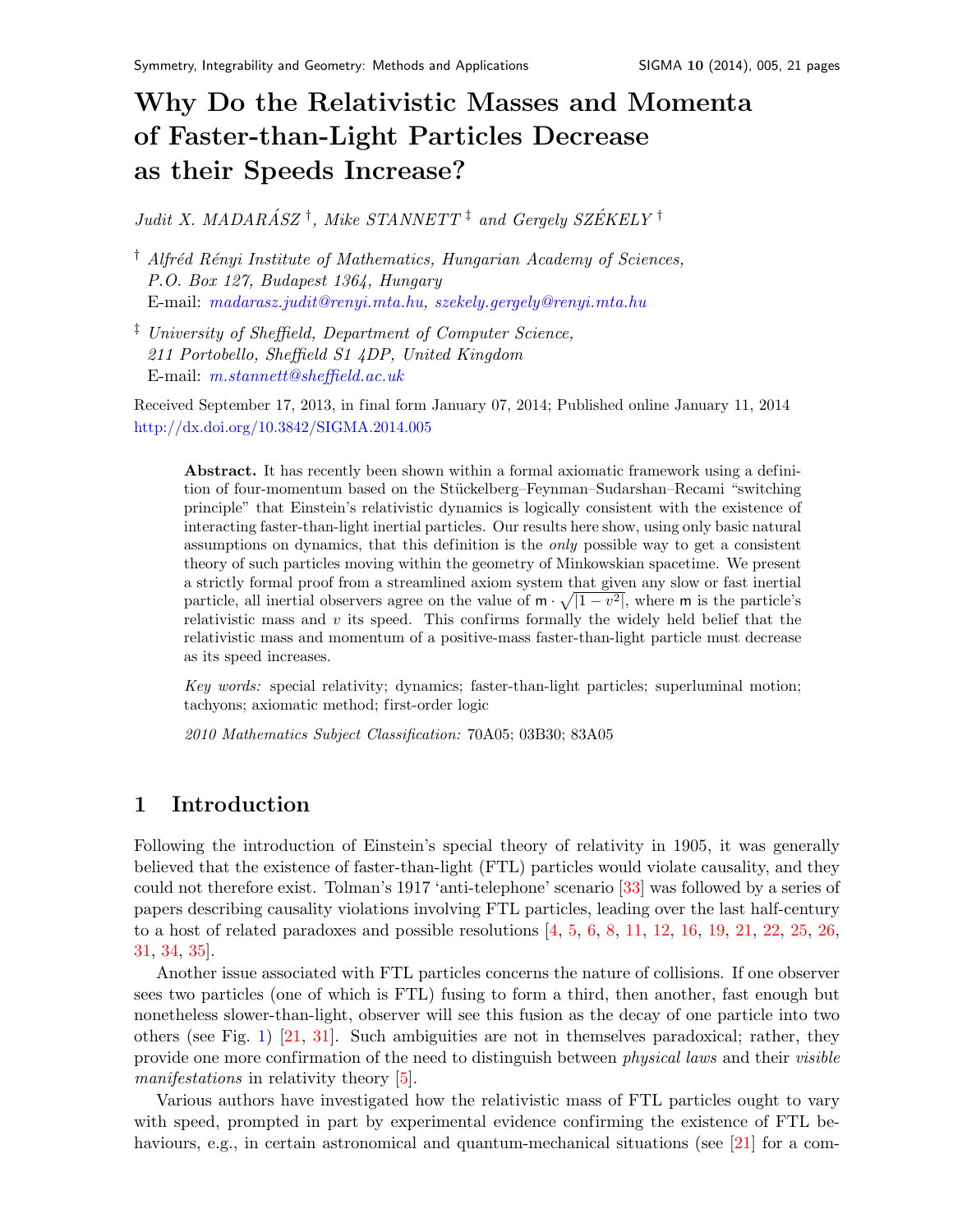# Why Do the Relativistic Masses and Momenta of Faster-than-Light Particles Decrease as their Speeds Increase?

*Judit X. MADARÁSZ* [†], *Mike STANNETT* [‡] *and Gergely SZÉKELY* [†]

[†] *Alfréd Rényi Institute of Mathematics, Hungarian Academy of Sciences, P.O. Box 127, Budapest 1364, Hungary*
E-mail: madarasz.judit@renyi.mta.hu, szekely.gergely@renyi.mta.hu

[‡] *University of Sheffield, Department of Computer Science, 211 Portobello, Sheffield S1 4DP, United Kingdom*
E-mail: m.stannett@sheffield.ac.uk

Received September 17, 2013, in final form January 07, 2014; Published online January 11, 2014
http://dx.doi.org/10.3842/SIGMA.2014.005

> **Abstract.** It has recently been shown within a formal axiomatic framework using a definition of four-momentum based on the Stückelberg–Feynman–Sudarshan–Recami "switching principle" that Einstein's relativistic dynamics is logically consistent with the existence of interacting faster-than-light inertial particles. Our results here show, using only basic natural assumptions on dynamics, that this definition is the *only* possible way to get a consistent theory of such particles moving within the geometry of Minkowskian spacetime. We present a strictly formal proof from a streamlined axiom system that given any slow or fast inertial particle, all inertial observers agree on the value of $\mathsf{m} \cdot \sqrt{|1 - v^2|}$, where $\mathsf{m}$ is the particle's relativistic mass and $v$ its speed. This confirms formally the widely held belief that the relativistic mass and momentum of a positive-mass faster-than-light particle must decrease as its speed increases.
>
> *Key words:* special relativity; dynamics; faster-than-light particles; superluminal motion; tachyons; axiomatic method; first-order logic
>
> *2010 Mathematics Subject Classification:* 70A05; 03B30; 83A05

## 1 Introduction

Following the introduction of Einstein's special theory of relativity in 1905, it was generally believed that the existence of faster-than-light (FTL) particles would violate causality, and they could not therefore exist. Tolman's 1917 'anti-telephone' scenario [33] was followed by a series of papers describing causality violations involving FTL particles, leading over the last half-century to a host of related paradoxes and possible resolutions [4, 5, 6, 8, 11, 12, 16, 19, 21, 22, 25, 26, 31, 34, 35].

Another issue associated with FTL particles concerns the nature of collisions. If one observer sees two particles (one of which is FTL) fusing to form a third, then another, fast enough but nonetheless slower-than-light, observer will see this fusion as the decay of one particle into two others (see Fig. 1) [21, 31]. Such ambiguities are not in themselves paradoxical; rather, they provide one more confirmation of the need to distinguish between *physical laws* and their *visible manifestations* in relativity theory [5].

Various authors have investigated how the relativistic mass of FTL particles ought to vary with speed, prompted in part by experimental evidence confirming the existence of FTL behaviours, e.g., in certain astronomical and quantum-mechanical situations (see [21] for a com-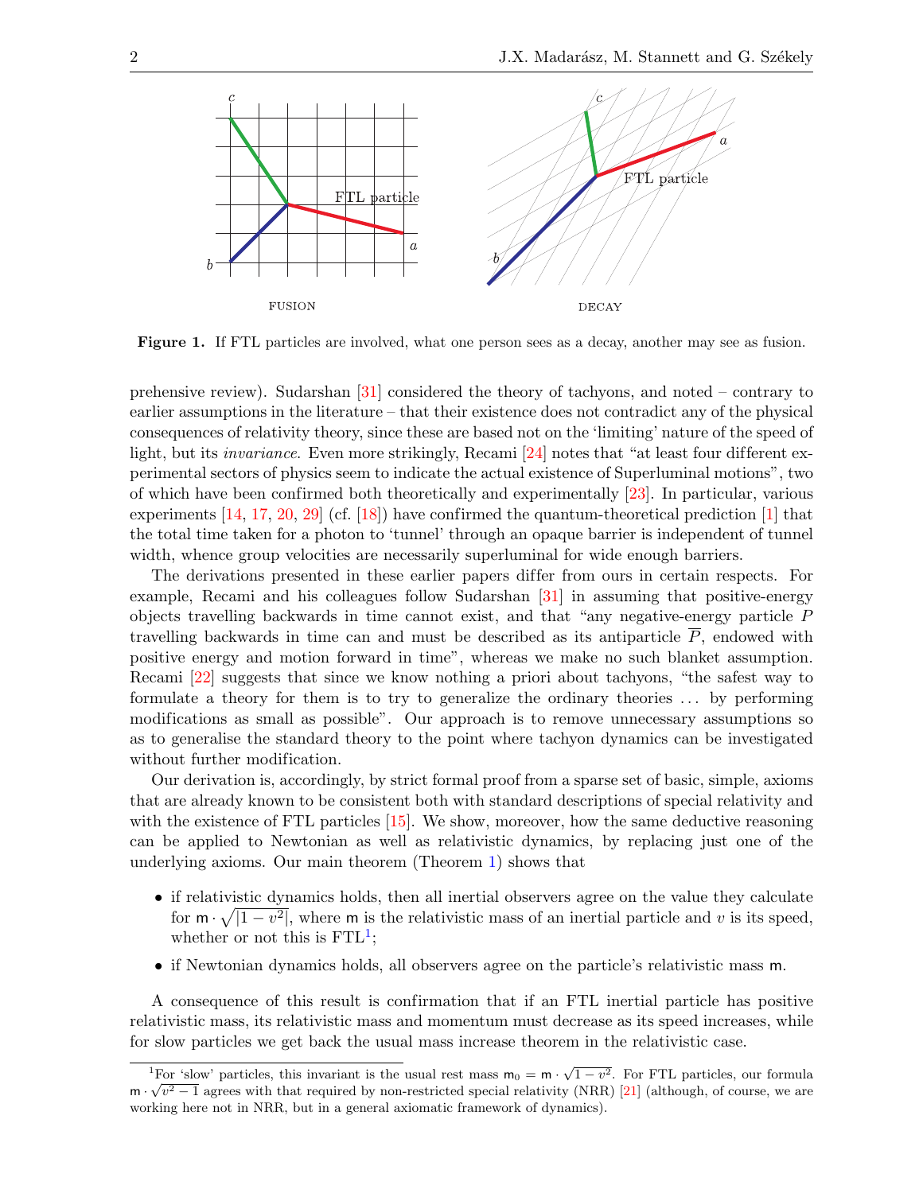FUSION

DECAY

**Figure 1.** If FTL particles are involved, what one person sees as a decay, another may see as fusion.

prehensive review). Sudarshan [31] considered the theory of tachyons, and noted – contrary to earlier assumptions in the literature – that their existence does not contradict any of the physical consequences of relativity theory, since these are based not on the 'limiting' nature of the speed of light, but its *invariance*. Even more strikingly, Recami [24] notes that "at least four different experimental sectors of physics seem to indicate the actual existence of Superluminal motions", two of which have been confirmed both theoretically and experimentally [23]. In particular, various experiments [14, 17, 20, 29] (cf. [18]) have confirmed the quantum-theoretical prediction [1] that the total time taken for a photon to 'tunnel' through an opaque barrier is independent of tunnel width, whence group velocities are necessarily superluminal for wide enough barriers.

The derivations presented in these earlier papers differ from ours in certain respects. For example, Recami and his colleagues follow Sudarshan [31] in assuming that positive-energy objects travelling backwards in time cannot exist, and that "any negative-energy particle $P$ travelling backwards in time can and must be described as its antiparticle $\overline{P}$, endowed with positive energy and motion forward in time", whereas we make no such blanket assumption. Recami [22] suggests that since we know nothing a priori about tachyons, "the safest way to formulate a theory for them is to try to generalize the ordinary theories ... by performing modifications as small as possible". Our approach is to remove unnecessary assumptions so as to generalise the standard theory to the point where tachyon dynamics can be investigated without further modification.

Our derivation is, accordingly, by strict formal proof from a sparse set of basic, simple, axioms that are already known to be consistent both with standard descriptions of special relativity and with the existence of FTL particles [15]. We show, moreover, how the same deductive reasoning can be applied to Newtonian as well as relativistic dynamics, by replacing just one of the underlying axioms. Our main theorem (Theorem 1) shows that

- if relativistic dynamics holds, then all inertial observers agree on the value they calculate for $\mathsf{m} \cdot \sqrt{|1 - v^2|}$, where $\mathsf{m}$ is the relativistic mass of an inertial particle and $v$ is its speed, whether or not this is FTL[1];
- if Newtonian dynamics holds, all observers agree on the particle's relativistic mass $\mathsf{m}$.

A consequence of this result is confirmation that if an FTL inertial particle has positive relativistic mass, its relativistic mass and momentum must decrease as its speed increases, while for slow particles we get back the usual mass increase theorem in the relativistic case.

[1] For 'slow' particles, this invariant is the usual rest mass $\mathsf{m}_0 = \mathsf{m} \cdot \sqrt{1 - v^2}$. For FTL particles, our formula $\mathsf{m} \cdot \sqrt{v^2 - 1}$ agrees with that required by non-restricted special relativity (NRR) [21] (although, of course, we are working here not in NRR, but in a general axiomatic framework of dynamics).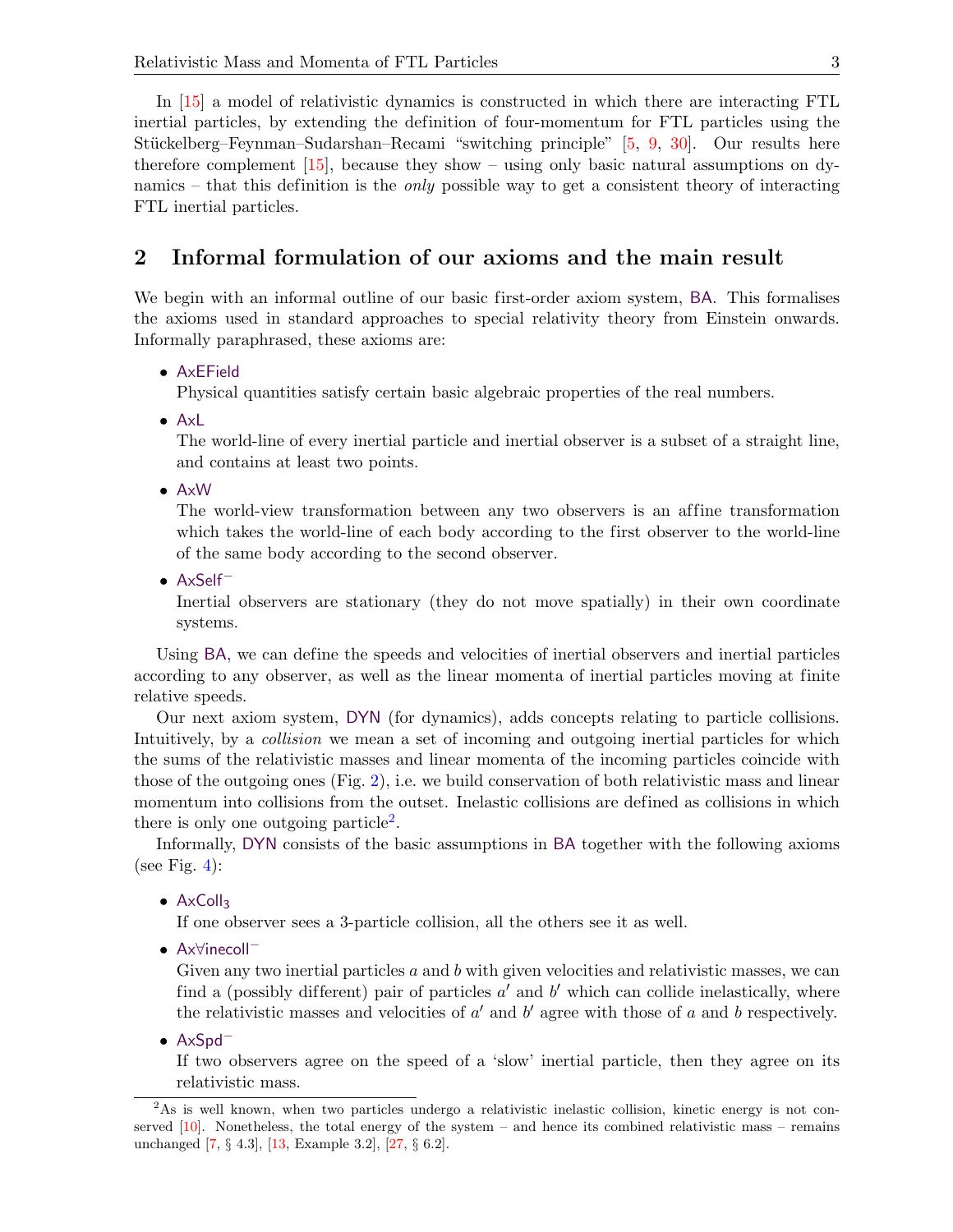In [15] a model of relativistic dynamics is constructed in which there are interacting FTL inertial particles, by extending the definition of four-momentum for FTL particles using the Stückelberg–Feynman–Sudarshan–Recami "switching principle" [5, 9, 30]. Our results here therefore complement [15], because they show – using only basic natural assumptions on dynamics – that this definition is the *only* possible way to get a consistent theory of interacting FTL inertial particles.

## 2 Informal formulation of our axioms and the main result

We begin with an informal outline of our basic first-order axiom system, BA. This formalises the axioms used in standard approaches to special relativity theory from Einstein onwards. Informally paraphrased, these axioms are:

- AxEField
  Physical quantities satisfy certain basic algebraic properties of the real numbers.
- AxL
  The world-line of every inertial particle and inertial observer is a subset of a straight line, and contains at least two points.
- AxW
  The world-view transformation between any two observers is an affine transformation which takes the world-line of each body according to the first observer to the world-line of the same body according to the second observer.
- AxSelf$^-$
  Inertial observers are stationary (they do not move spatially) in their own coordinate systems.

Using BA, we can define the speeds and velocities of inertial observers and inertial particles according to any observer, as well as the linear momenta of inertial particles moving at finite relative speeds.

Our next axiom system, DYN (for dynamics), adds concepts relating to particle collisions. Intuitively, by a *collision* we mean a set of incoming and outgoing inertial particles for which the sums of the relativistic masses and linear momenta of the incoming particles coincide with those of the outgoing ones (Fig. 2), i.e. we build conservation of both relativistic mass and linear momentum into collisions from the outset. Inelastic collisions are defined as collisions in which there is only one outgoing particle[2].

Informally, DYN consists of the basic assumptions in BA together with the following axioms (see Fig. 4):

- AxColl$_3$
  If one observer sees a 3-particle collision, all the others see it as well.
- Ax∀inecoll$^-$
  Given any two inertial particles $a$ and $b$ with given velocities and relativistic masses, we can find a (possibly different) pair of particles $a'$ and $b'$ which can collide inelastically, where the relativistic masses and velocities of $a'$ and $b'$ agree with those of $a$ and $b$ respectively.
- AxSpd$^-$
  If two observers agree on the speed of a 'slow' inertial particle, then they agree on its relativistic mass.

[2] As is well known, when two particles undergo a relativistic inelastic collision, kinetic energy is not conserved [10]. Nonetheless, the total energy of the system – and hence its combined relativistic mass – remains unchanged [7, § 4.3], [13, Example 3.2], [27, § 6.2].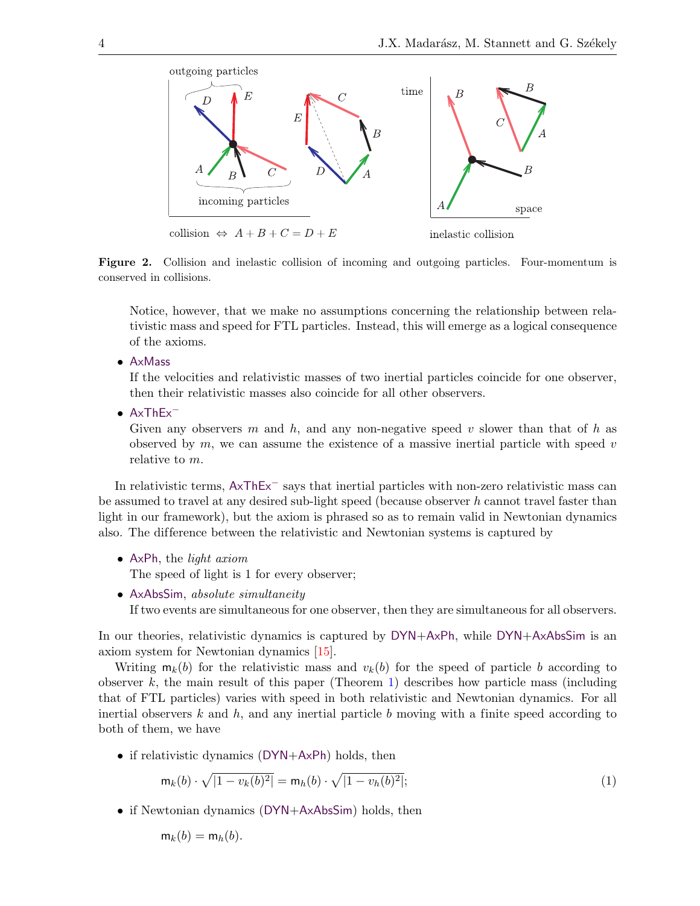collision $\Leftrightarrow$ $A + B + C = D + E$

inelastic collision

**Figure 2.** Collision and inelastic collision of incoming and outgoing particles. Four-momentum is conserved in collisions.

Notice, however, that we make no assumptions concerning the relationship between relativistic mass and speed for FTL particles. Instead, this will emerge as a logical consequence of the axioms.

- AxMass

  If the velocities and relativistic masses of two inertial particles coincide for one observer, then their relativistic masses also coincide for all other observers.

- AxThEx$^-$

  Given any observers $m$ and $h$, and any non-negative speed $v$ slower than that of $h$ as observed by $m$, we can assume the existence of a massive inertial particle with speed $v$ relative to $m$.

In relativistic terms, AxThEx$^-$ says that inertial particles with non-zero relativistic mass can be assumed to travel at any desired sub-light speed (because observer $h$ cannot travel faster than light in our framework), but the axiom is phrased so as to remain valid in Newtonian dynamics also. The difference between the relativistic and Newtonian systems is captured by

- AxPh, the *light axiom*

  The speed of light is 1 for every observer;

- AxAbsSim, *absolute simultaneity*

  If two events are simultaneous for one observer, then they are simultaneous for all observers.

In our theories, relativistic dynamics is captured by DYN+AxPh, while DYN+AxAbsSim is an axiom system for Newtonian dynamics [15].

Writing $\mathsf{m}_k(b)$ for the relativistic mass and $v_k(b)$ for the speed of particle $b$ according to observer $k$, the main result of this paper (Theorem 1) describes how particle mass (including that of FTL particles) varies with speed in both relativistic and Newtonian dynamics. For all inertial observers $k$ and $h$, and any inertial particle $b$ moving with a finite speed according to both of them, we have

- if relativistic dynamics (DYN+AxPh) holds, then

$$\mathsf{m}_k(b) \cdot \sqrt{|1 - v_k(b)^2|} = \mathsf{m}_h(b) \cdot \sqrt{|1 - v_h(b)^2|}; \tag{1}$$

- if Newtonian dynamics (DYN+AxAbsSim) holds, then

$$\mathsf{m}_k(b) = \mathsf{m}_h(b).$$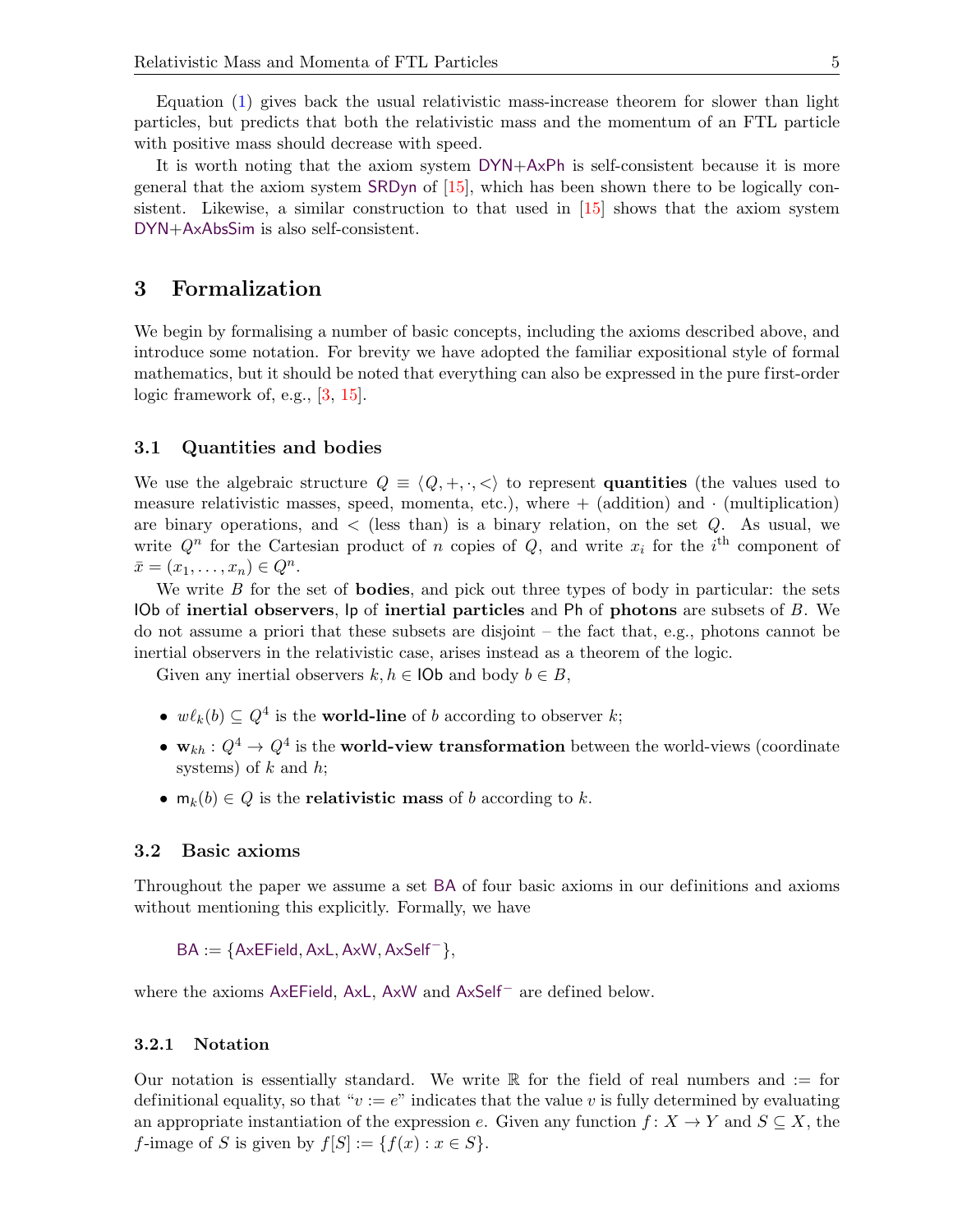Equation (1) gives back the usual relativistic mass-increase theorem for slower than light particles, but predicts that both the relativistic mass and the momentum of an FTL particle with positive mass should decrease with speed.

It is worth noting that the axiom system DYN+AxPh is self-consistent because it is more general that the axiom system SRDyn of [15], which has been shown there to be logically consistent. Likewise, a similar construction to that used in [15] shows that the axiom system DYN+AxAbsSim is also self-consistent.

# 3 Formalization

We begin by formalising a number of basic concepts, including the axioms described above, and introduce some notation. For brevity we have adopted the familiar expositional style of formal mathematics, but it should be noted that everything can also be expressed in the pure first-order logic framework of, e.g., [3, 15].

## 3.1 Quantities and bodies

We use the algebraic structure $Q \equiv \langle Q, +, \cdot, < \rangle$ to represent **quantities** (the values used to measure relativistic masses, speed, momenta, etc.), where $+$ (addition) and $\cdot$ (multiplication) are binary operations, and $<$ (less than) is a binary relation, on the set $Q$. As usual, we write $Q^n$ for the Cartesian product of $n$ copies of $Q$, and write $x_i$ for the $i^{\text{th}}$ component of $\bar{x} = (x_1, \ldots, x_n) \in Q^n$.

We write $B$ for the set of **bodies**, and pick out three types of body in particular: the sets $\mathsf{IOb}$ of **inertial observers**, $\mathsf{Ip}$ of **inertial particles** and $\mathsf{Ph}$ of **photons** are subsets of $B$. We do not assume a priori that these subsets are disjoint – the fact that, e.g., photons cannot be inertial observers in the relativistic case, arises instead as a theorem of the logic.

Given any inertial observers $k, h \in \mathsf{IOb}$ and body $b \in B$,

- $w\ell_k(b) \subseteq Q^4$ is the **world-line** of $b$ according to observer $k$;
- $\mathbf{w}_{kh} \colon Q^4 \to Q^4$ is the **world-view transformation** between the world-views (coordinate systems) of $k$ and $h$;
- $\mathsf{m}_k(b) \in Q$ is the **relativistic mass** of $b$ according to $k$.

## 3.2 Basic axioms

Throughout the paper we assume a set BA of four basic axioms in our definitions and axioms without mentioning this explicitly. Formally, we have

$$\mathsf{BA} := \{\mathsf{AxEField}, \mathsf{AxL}, \mathsf{AxW}, \mathsf{AxSelf}^-\},$$

where the axioms AxEField, AxL, AxW and $\mathsf{AxSelf}^-$ are defined below.

### 3.2.1 Notation

Our notation is essentially standard. We write $\mathbb{R}$ for the field of real numbers and $:=$ for definitional equality, so that "$v := e$" indicates that the value $v$ is fully determined by evaluating an appropriate instantiation of the expression $e$. Given any function $f \colon X \to Y$ and $S \subseteq X$, the $f$-image of $S$ is given by $f[S] := \{f(x) : x \in S\}$.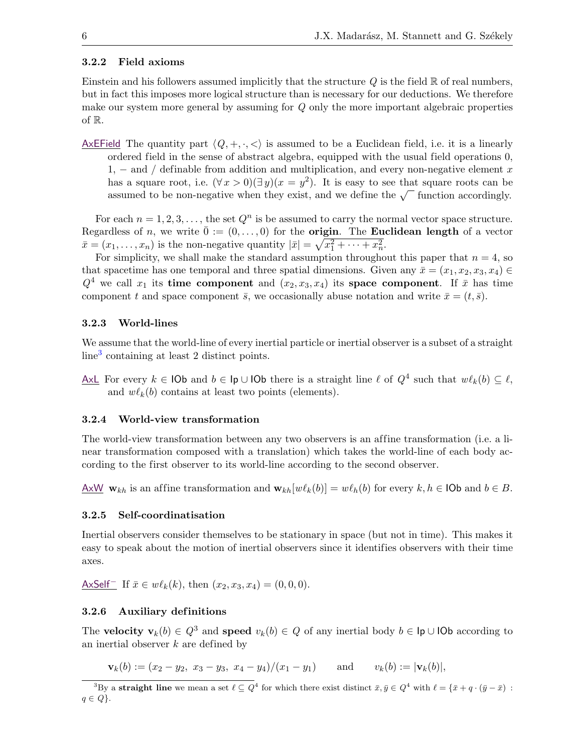### 3.2.2 Field axioms

Einstein and his followers assumed implicitly that the structure $Q$ is the field $\mathbb{R}$ of real numbers, but in fact this imposes more logical structure than is necessary for our deductions. We therefore make our system more general by assuming for $Q$ only the more important algebraic properties of $\mathbb{R}$.

AxEField The quantity part $\langle Q, +, \cdot, < \rangle$ is assumed to be a Euclidean field, i.e. it is a linearly ordered field in the sense of abstract algebra, equipped with the usual field operations 0, 1, $-$ and / definable from addition and multiplication, and every non-negative element $x$ has a square root, i.e. $(\forall x > 0)(\exists y)(x = y^2)$. It is easy to see that square roots can be assumed to be non-negative when they exist, and we define the $\sqrt{\ }$ function accordingly.

For each $n = 1, 2, 3, \ldots$, the set $Q^n$ is be assumed to carry the normal vector space structure. Regardless of $n$, we write $\bar{0} := (0, \ldots, 0)$ for the **origin**. The **Euclidean length** of a vector $\bar{x} = (x_1, \ldots, x_n)$ is the non-negative quantity $|\bar{x}| = \sqrt{x_1^2 + \cdots + x_n^2}$.

For simplicity, we shall make the standard assumption throughout this paper that $n = 4$, so that spacetime has one temporal and three spatial dimensions. Given any $\bar{x} = (x_1, x_2, x_3, x_4) \in Q^4$ we call $x_1$ its **time component** and $(x_2, x_3, x_4)$ its **space component**. If $\bar{x}$ has time component $t$ and space component $\bar{s}$, we occasionally abuse notation and write $\bar{x} = (t, \bar{s})$.

### 3.2.3 World-lines

We assume that the world-line of every inertial particle or inertial observer is a subset of a straight line[3] containing at least 2 distinct points.

AxL For every $k \in \mathsf{IOb}$ and $b \in \mathsf{Ip} \cup \mathsf{IOb}$ there is a straight line $\ell$ of $Q^4$ such that $w\ell_k(b) \subseteq \ell$, and $w\ell_k(b)$ contains at least two points (elements).

### 3.2.4 World-view transformation

The world-view transformation between any two observers is an affine transformation (i.e. a linear transformation composed with a translation) which takes the world-line of each body according to the first observer to its world-line according to the second observer.

AxW $\mathbf{w}_{kh}$ is an affine transformation and $\mathbf{w}_{kh}[w\ell_k(b)] = w\ell_h(b)$ for every $k, h \in \mathsf{IOb}$ and $b \in B$.

### 3.2.5 Self-coordinatisation

Inertial observers consider themselves to be stationary in space (but not in time). This makes it easy to speak about the motion of inertial observers since it identifies observers with their time axes.

AxSelf$^-$ If $\bar{x} \in w\ell_k(k)$, then $(x_2, x_3, x_4) = (0, 0, 0)$.

### 3.2.6 Auxiliary definitions

The **velocity** $\mathbf{v}_k(b) \in Q^3$ and **speed** $v_k(b) \in Q$ of any inertial body $b \in \mathsf{Ip} \cup \mathsf{IOb}$ according to an inertial observer $k$ are defined by

$$\mathbf{v}_k(b) := (x_2 - y_2,\ x_3 - y_3,\ x_4 - y_4)/(x_1 - y_1) \qquad \text{and} \qquad v_k(b) := |\mathbf{v}_k(b)|,$$

[3] By a **straight line** we mean a set $\ell \subseteq Q^4$ for which there exist distinct $\bar{x}, \bar{y} \in Q^4$ with $\ell = \{\bar{x} + q \cdot (\bar{y} - \bar{x}) : q \in Q\}$.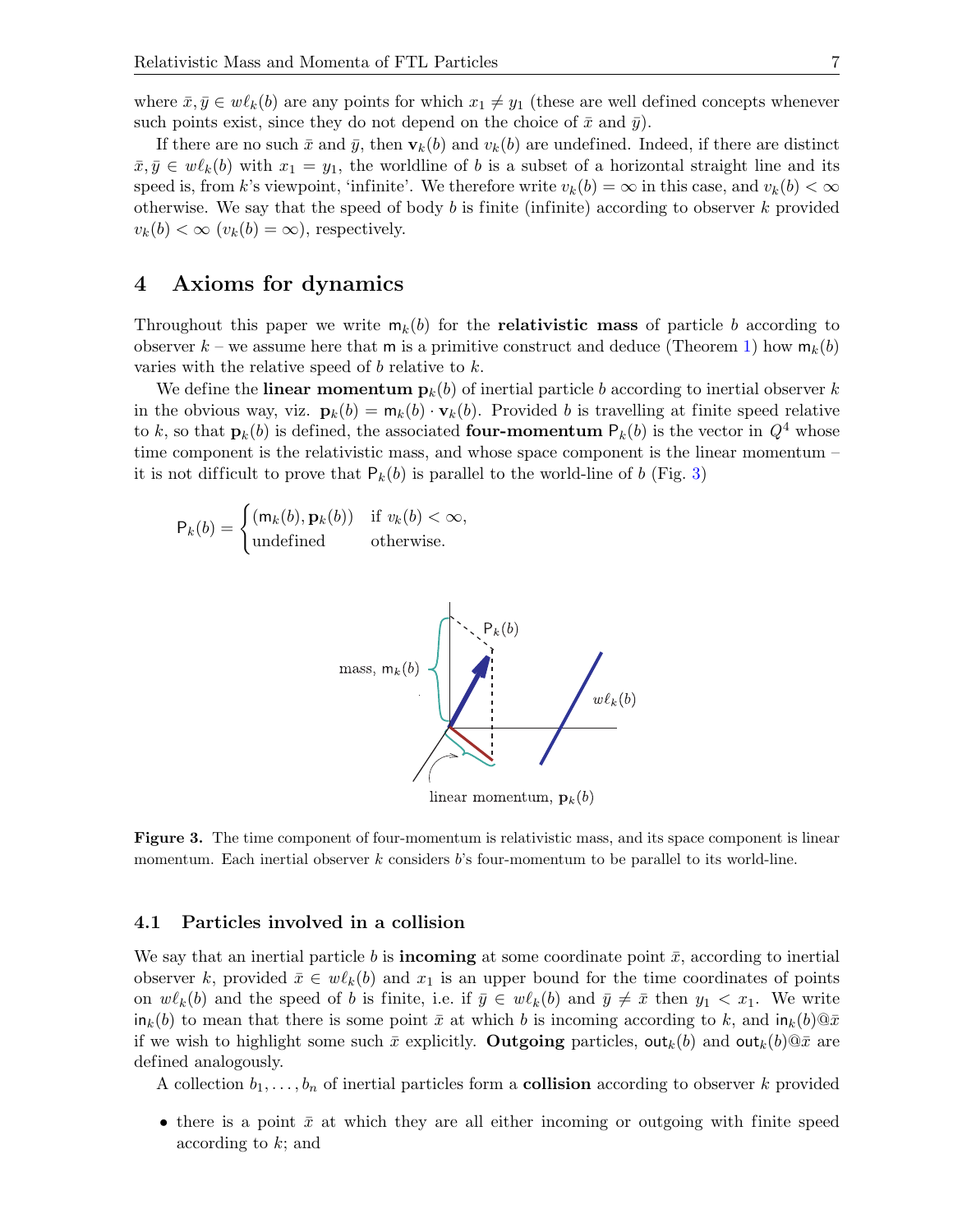where $\bar{x}, \bar{y} \in w\ell_k(b)$ are any points for which $x_1 \neq y_1$ (these are well defined concepts whenever such points exist, since they do not depend on the choice of $\bar{x}$ and $\bar{y}$).

If there are no such $\bar{x}$ and $\bar{y}$, then $\mathbf{v}_k(b)$ and $v_k(b)$ are undefined. Indeed, if there are distinct $\bar{x}, \bar{y} \in w\ell_k(b)$ with $x_1 = y_1$, the worldline of $b$ is a subset of a horizontal straight line and its speed is, from $k$'s viewpoint, 'infinite'. We therefore write $v_k(b) = \infty$ in this case, and $v_k(b) < \infty$ otherwise. We say that the speed of body $b$ is finite (infinite) according to observer $k$ provided $v_k(b) < \infty$ ($v_k(b) = \infty$), respectively.

## 4 Axioms for dynamics

Throughout this paper we write $\mathsf{m}_k(b)$ for the **relativistic mass** of particle $b$ according to observer $k$ – we assume here that $\mathsf{m}$ is a primitive construct and deduce (Theorem 1) how $\mathsf{m}_k(b)$ varies with the relative speed of $b$ relative to $k$.

We define the **linear momentum** $\mathbf{p}_k(b)$ of inertial particle $b$ according to inertial observer $k$ in the obvious way, viz. $\mathbf{p}_k(b) = \mathsf{m}_k(b) \cdot \mathbf{v}_k(b)$. Provided $b$ is travelling at finite speed relative to $k$, so that $\mathbf{p}_k(b)$ is defined, the associated **four-momentum** $\mathsf{P}_k(b)$ is the vector in $Q^4$ whose time component is the relativistic mass, and whose space component is the linear momentum – it is not difficult to prove that $\mathsf{P}_k(b)$ is parallel to the world-line of $b$ (Fig. 3)

$$\mathsf{P}_k(b) = \begin{cases} (\mathsf{m}_k(b), \mathbf{p}_k(b)) & \text{if } v_k(b) < \infty, \\ \text{undefined} & \text{otherwise.} \end{cases}$$

**Figure 3.** The time component of four-momentum is relativistic mass, and its space component is linear momentum. Each inertial observer $k$ considers $b$'s four-momentum to be parallel to its world-line.

### 4.1 Particles involved in a collision

We say that an inertial particle $b$ is **incoming** at some coordinate point $\bar{x}$, according to inertial observer $k$, provided $\bar{x} \in w\ell_k(b)$ and $x_1$ is an upper bound for the time coordinates of points on $w\ell_k(b)$ and the speed of $b$ is finite, i.e. if $\bar{y} \in w\ell_k(b)$ and $\bar{y} \neq \bar{x}$ then $y_1 < x_1$. We write $\mathsf{in}_k(b)$ to mean that there is some point $\bar{x}$ at which $b$ is incoming according to $k$, and $\mathsf{in}_k(b)@\bar{x}$ if we wish to highlight some such $\bar{x}$ explicitly. **Outgoing** particles, $\mathsf{out}_k(b)$ and $\mathsf{out}_k(b)@\bar{x}$ are defined analogously.

A collection $b_1, \ldots, b_n$ of inertial particles form a **collision** according to observer $k$ provided

- there is a point $\bar{x}$ at which they are all either incoming or outgoing with finite speed according to $k$; and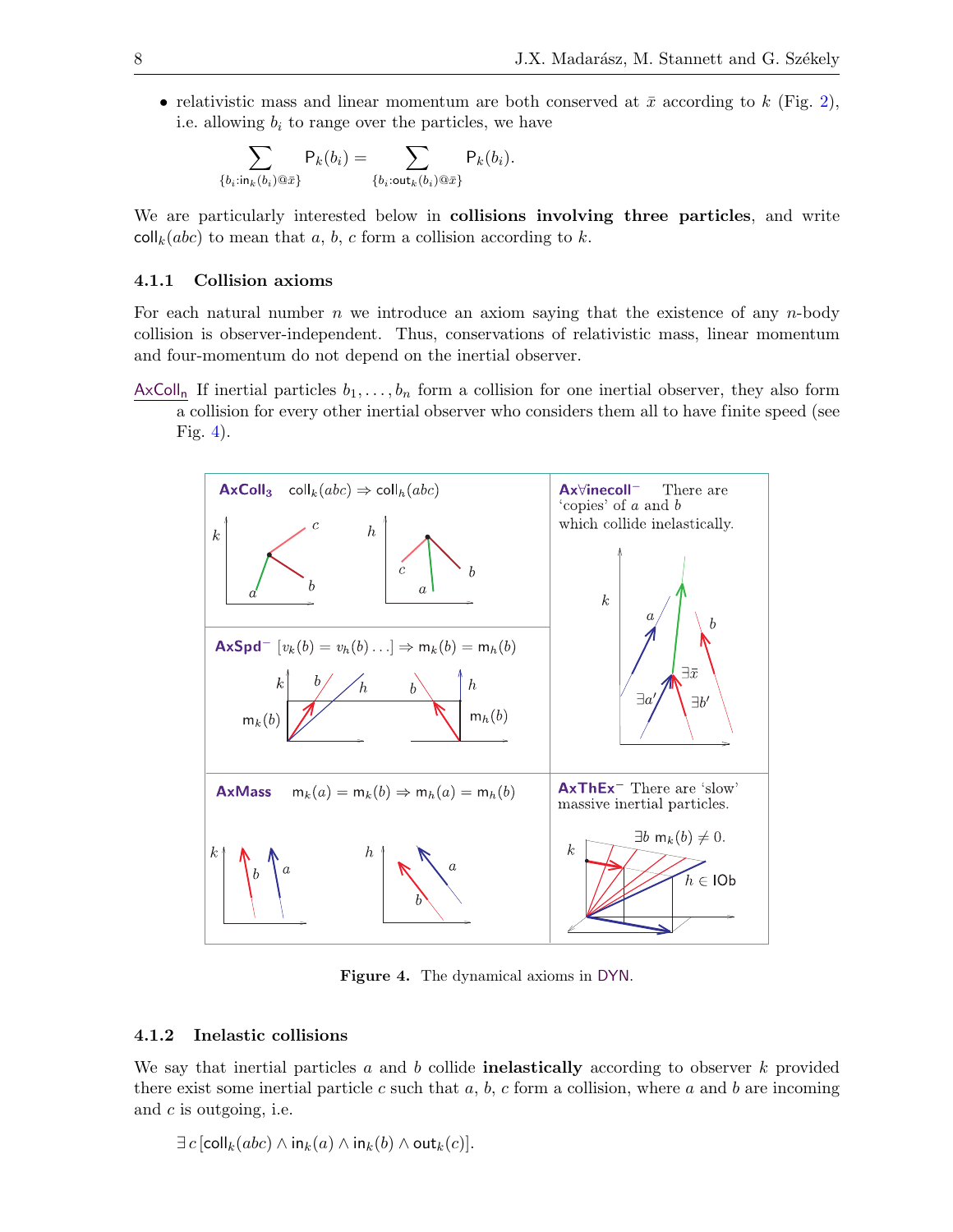- relativistic mass and linear momentum are both conserved at $\bar{x}$ according to $k$ (Fig. 2), i.e. allowing $b_i$ to range over the particles, we have

$$\sum_{\{b_i : \mathsf{in}_k(b_i) @ \bar{x}\}} \mathsf{P}_k(b_i) = \sum_{\{b_i : \mathsf{out}_k(b_i) @ \bar{x}\}} \mathsf{P}_k(b_i).$$

We are particularly interested below in **collisions involving three particles**, and write $\mathsf{coll}_k(abc)$ to mean that $a$, $b$, $c$ form a collision according to $k$.

### 4.1.1 Collision axioms

For each natural number $n$ we introduce an axiom saying that the existence of any $n$-body collision is observer-independent. Thus, conservations of relativistic mass, linear momentum and four-momentum do not depend on the inertial observer.

$\mathsf{AxColl_n}$ If inertial particles $b_1, \ldots, b_n$ form a collision for one inertial observer, they also form a collision for every other inertial observer who considers them all to have finite speed (see Fig. 4).

**AxColl₃** $\mathsf{coll}_k(abc) \Rightarrow \mathsf{coll}_h(abc)$

**Ax∀inecoll⁻** There are 'copies' of $a$ and $b$ which collide inelastically.

**AxSpd⁻** $[v_k(b) = v_h(b) \ldots] \Rightarrow \mathsf{m}_k(b) = \mathsf{m}_h(b)$

**AxMass** $\mathsf{m}_k(a) = \mathsf{m}_k(b) \Rightarrow \mathsf{m}_h(a) = \mathsf{m}_h(b)$

**AxThEx⁻** There are 'slow' massive inertial particles.

**Figure 4.** The dynamical axioms in DYN.

### 4.1.2 Inelastic collisions

We say that inertial particles $a$ and $b$ collide **inelastically** according to observer $k$ provided there exist some inertial particle $c$ such that $a$, $b$, $c$ form a collision, where $a$ and $b$ are incoming and $c$ is outgoing, i.e.

$$\exists\, c\, [\mathsf{coll}_k(abc) \wedge \mathsf{in}_k(a) \wedge \mathsf{in}_k(b) \wedge \mathsf{out}_k(c)].$$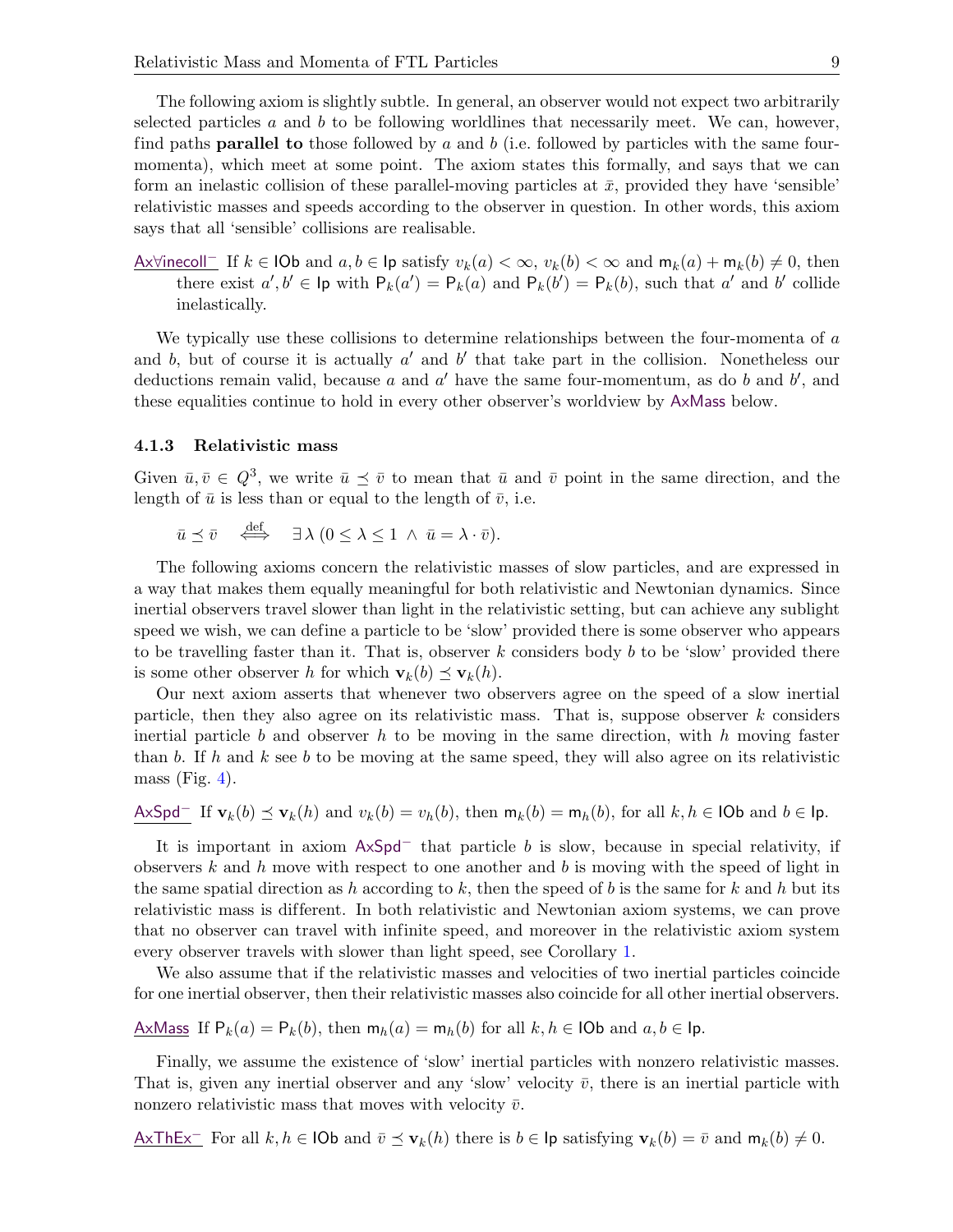The following axiom is slightly subtle. In general, an observer would not expect two arbitrarily selected particles $a$ and $b$ to be following worldlines that necessarily meet. We can, however, find paths **parallel to** those followed by $a$ and $b$ (i.e. followed by particles with the same four-momenta), which meet at some point. The axiom states this formally, and says that we can form an inelastic collision of these parallel-moving particles at $\bar{x}$, provided they have 'sensible' relativistic masses and speeds according to the observer in question. In other words, this axiom says that all 'sensible' collisions are realisable.

<u>Ax∀inecoll$^-$</u> If $k \in \mathsf{IOb}$ and $a, b \in \mathsf{Ip}$ satisfy $v_k(a) < \infty$, $v_k(b) < \infty$ and $\mathsf{m}_k(a) + \mathsf{m}_k(b) \neq 0$, then there exist $a', b' \in \mathsf{Ip}$ with $\mathsf{P}_k(a') = \mathsf{P}_k(a)$ and $\mathsf{P}_k(b') = \mathsf{P}_k(b)$, such that $a'$ and $b'$ collide inelastically.

We typically use these collisions to determine relationships between the four-momenta of $a$ and $b$, but of course it is actually $a'$ and $b'$ that take part in the collision. Nonetheless our deductions remain valid, because $a$ and $a'$ have the same four-momentum, as do $b$ and $b'$, and these equalities continue to hold in every other observer's worldview by AxMass below.

### 4.1.3 Relativistic mass

Given $\bar{u}, \bar{v} \in Q^3$, we write $\bar{u} \preceq \bar{v}$ to mean that $\bar{u}$ and $\bar{v}$ point in the same direction, and the length of $\bar{u}$ is less than or equal to the length of $\bar{v}$, i.e.

$$\bar{u} \preceq \bar{v} \quad \stackrel{\text{def}}{\iff} \quad \exists \lambda \, (0 \leq \lambda \leq 1 \ \wedge \ \bar{u} = \lambda \cdot \bar{v}).$$

The following axioms concern the relativistic masses of slow particles, and are expressed in a way that makes them equally meaningful for both relativistic and Newtonian dynamics. Since inertial observers travel slower than light in the relativistic setting, but can achieve any sublight speed we wish, we can define a particle to be 'slow' provided there is some observer who appears to be travelling faster than it. That is, observer $k$ considers body $b$ to be 'slow' provided there is some other observer $h$ for which $\mathbf{v}_k(b) \preceq \mathbf{v}_k(h)$.

Our next axiom asserts that whenever two observers agree on the speed of a slow inertial particle, then they also agree on its relativistic mass. That is, suppose observer $k$ considers inertial particle $b$ and observer $h$ to be moving in the same direction, with $h$ moving faster than $b$. If $h$ and $k$ see $b$ to be moving at the same speed, they will also agree on its relativistic mass (Fig. 4).

<u>AxSpd$^-$</u> If $\mathbf{v}_k(b) \preceq \mathbf{v}_k(h)$ and $v_k(b) = v_h(b)$, then $\mathsf{m}_k(b) = \mathsf{m}_h(b)$, for all $k, h \in \mathsf{IOb}$ and $b \in \mathsf{Ip}$.

It is important in axiom AxSpd$^-$ that particle $b$ is slow, because in special relativity, if observers $k$ and $h$ move with respect to one another and $b$ is moving with the speed of light in the same spatial direction as $h$ according to $k$, then the speed of $b$ is the same for $k$ and $h$ but its relativistic mass is different. In both relativistic and Newtonian axiom systems, we can prove that no observer can travel with infinite speed, and moreover in the relativistic axiom system every observer travels with slower than light speed, see Corollary 1.

We also assume that if the relativistic masses and velocities of two inertial particles coincide for one inertial observer, then their relativistic masses also coincide for all other inertial observers.

<u>AxMass</u> If $\mathsf{P}_k(a) = \mathsf{P}_k(b)$, then $\mathsf{m}_h(a) = \mathsf{m}_h(b)$ for all $k, h \in \mathsf{IOb}$ and $a, b \in \mathsf{Ip}$.

Finally, we assume the existence of 'slow' inertial particles with nonzero relativistic masses. That is, given any inertial observer and any 'slow' velocity $\bar{v}$, there is an inertial particle with nonzero relativistic mass that moves with velocity $\bar{v}$.

<u>AxThEx$^-$</u> For all $k, h \in \mathsf{IOb}$ and $\bar{v} \preceq \mathbf{v}_k(h)$ there is $b \in \mathsf{Ip}$ satisfying $\mathbf{v}_k(b) = \bar{v}$ and $\mathsf{m}_k(b) \neq 0$.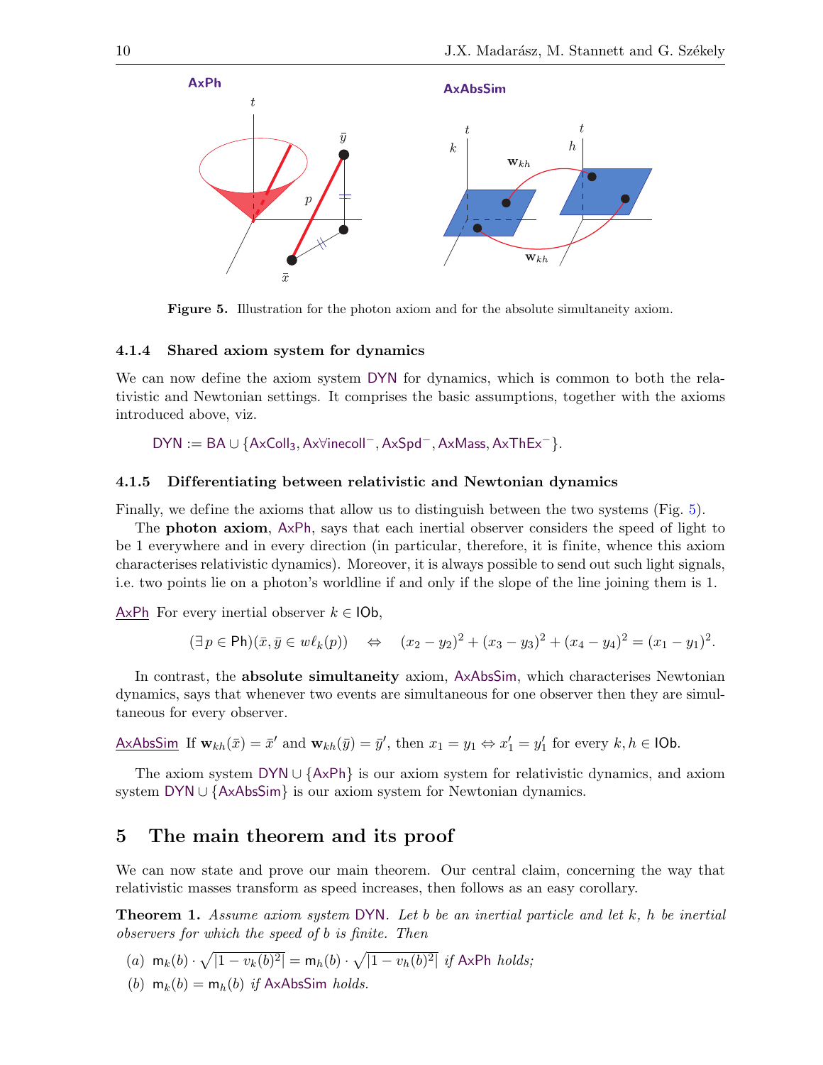Figure 5. Illustration for the photon axiom and for the absolute simultaneity axiom.

### 4.1.4 Shared axiom system for dynamics

We can now define the axiom system DYN for dynamics, which is common to both the relativistic and Newtonian settings. It comprises the basic assumptions, together with the axioms introduced above, viz.

$$\mathsf{DYN} := \mathsf{BA} \cup \{\mathsf{AxColl}_3, \mathsf{Ax\forall inecoll}^-, \mathsf{AxSpd}^-, \mathsf{AxMass}, \mathsf{AxThEx}^-\}.$$

### 4.1.5 Differentiating between relativistic and Newtonian dynamics

Finally, we define the axioms that allow us to distinguish between the two systems (Fig. 5).

The **photon axiom**, AxPh, says that each inertial observer considers the speed of light to be 1 everywhere and in every direction (in particular, therefore, it is finite, whence this axiom characterises relativistic dynamics). Moreover, it is always possible to send out such light signals, i.e. two points lie on a photon's worldline if and only if the slope of the line joining them is 1.

AxPh For every inertial observer $k \in \mathsf{IOb}$,

$$(\exists p \in \mathsf{Ph})(\bar{x}, \bar{y} \in w\ell_k(p)) \quad \Leftrightarrow \quad (x_2 - y_2)^2 + (x_3 - y_3)^2 + (x_4 - y_4)^2 = (x_1 - y_1)^2.$$

In contrast, the **absolute simultaneity** axiom, AxAbsSim, which characterises Newtonian dynamics, says that whenever two events are simultaneous for one observer then they are simultaneous for every observer.

AxAbsSim If $\mathbf{w}_{kh}(\bar{x}) = \bar{x}'$ and $\mathbf{w}_{kh}(\bar{y}) = \bar{y}'$, then $x_1 = y_1 \Leftrightarrow x'_1 = y'_1$ for every $k, h \in \mathsf{IOb}$.

The axiom system $\mathsf{DYN} \cup \{\mathsf{AxPh}\}$ is our axiom system for relativistic dynamics, and axiom system $\mathsf{DYN} \cup \{\mathsf{AxAbsSim}\}$ is our axiom system for Newtonian dynamics.

## 5 The main theorem and its proof

We can now state and prove our main theorem. Our central claim, concerning the way that relativistic masses transform as speed increases, then follows as an easy corollary.

**Theorem 1.** *Assume axiom system* DYN. *Let $b$ be an inertial particle and let $k$, $h$ be inertial observers for which the speed of $b$ is finite. Then*

(a) $\mathsf{m}_k(b) \cdot \sqrt{|1 - v_k(b)^2|} = \mathsf{m}_h(b) \cdot \sqrt{|1 - v_h(b)^2|}$ *if* AxPh *holds;*

(b) $\mathsf{m}_k(b) = \mathsf{m}_h(b)$ *if* AxAbsSim *holds.*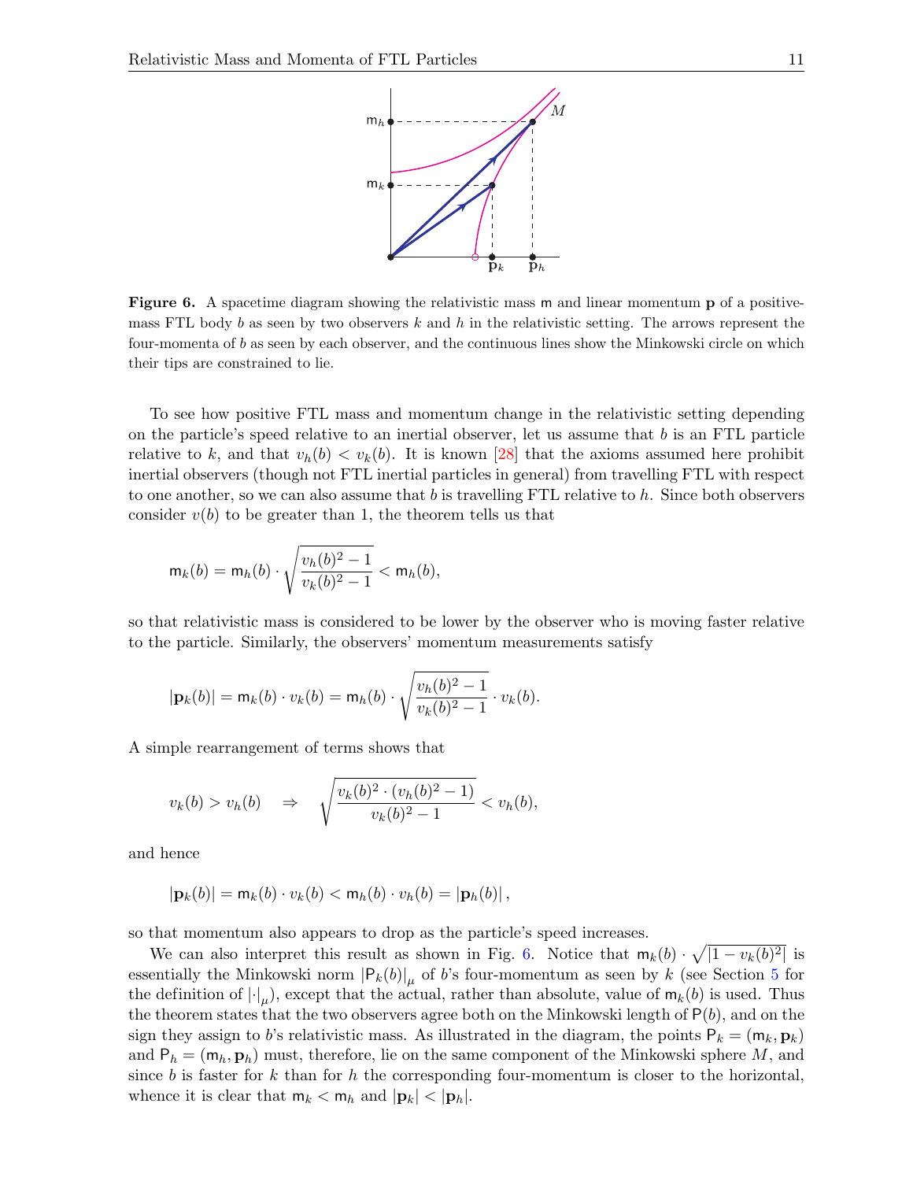**Figure 6.** A spacetime diagram showing the relativistic mass $\mathsf{m}$ and linear momentum $\mathbf{p}$ of a positive-mass FTL body $b$ as seen by two observers $k$ and $h$ in the relativistic setting. The arrows represent the four-momenta of $b$ as seen by each observer, and the continuous lines show the Minkowski circle on which their tips are constrained to lie.

To see how positive FTL mass and momentum change in the relativistic setting depending on the particle's speed relative to an inertial observer, let us assume that $b$ is an FTL particle relative to $k$, and that $v_h(b) < v_k(b)$. It is known [28] that the axioms assumed here prohibit inertial observers (though not FTL inertial particles in general) from travelling FTL with respect to one another, so we can also assume that $b$ is travelling FTL relative to $h$. Since both observers consider $v(b)$ to be greater than 1, the theorem tells us that

$$\mathsf{m}_k(b) = \mathsf{m}_h(b) \cdot \sqrt{\frac{v_h(b)^2 - 1}{v_k(b)^2 - 1}} < \mathsf{m}_h(b),$$

so that relativistic mass is considered to be lower by the observer who is moving faster relative to the particle. Similarly, the observers' momentum measurements satisfy

$$|\mathbf{p}_k(b)| = \mathsf{m}_k(b) \cdot v_k(b) = \mathsf{m}_h(b) \cdot \sqrt{\frac{v_h(b)^2 - 1}{v_k(b)^2 - 1}} \cdot v_k(b).$$

A simple rearrangement of terms shows that

$$v_k(b) > v_h(b) \quad \Rightarrow \quad \sqrt{\frac{v_k(b)^2 \cdot (v_h(b)^2 - 1)}{v_k(b)^2 - 1}} < v_h(b),$$

and hence

$$|\mathbf{p}_k(b)| = \mathsf{m}_k(b) \cdot v_k(b) < \mathsf{m}_h(b) \cdot v_h(b) = |\mathbf{p}_h(b)|,$$

so that momentum also appears to drop as the particle's speed increases.

We can also interpret this result as shown in Fig. 6. Notice that $\mathsf{m}_k(b) \cdot \sqrt{|1 - v_k(b)^2|}$ is essentially the Minkowski norm $|\mathsf{P}_k(b)|_\mu$ of $b$'s four-momentum as seen by $k$ (see Section 5 for the definition of $|\cdot|_\mu$), except that the actual, rather than absolute, value of $\mathsf{m}_k(b)$ is used. Thus the theorem states that the two observers agree both on the Minkowski length of $\mathsf{P}(b)$, and on the sign they assign to $b$'s relativistic mass. As illustrated in the diagram, the points $\mathsf{P}_k = (\mathsf{m}_k, \mathbf{p}_k)$ and $\mathsf{P}_h = (\mathsf{m}_h, \mathbf{p}_h)$ must, therefore, lie on the same component of the Minkowski sphere $M$, and since $b$ is faster for $k$ than for $h$ the corresponding four-momentum is closer to the horizontal, whence it is clear that $\mathsf{m}_k < \mathsf{m}_h$ and $|\mathbf{p}_k| < |\mathbf{p}_h|$.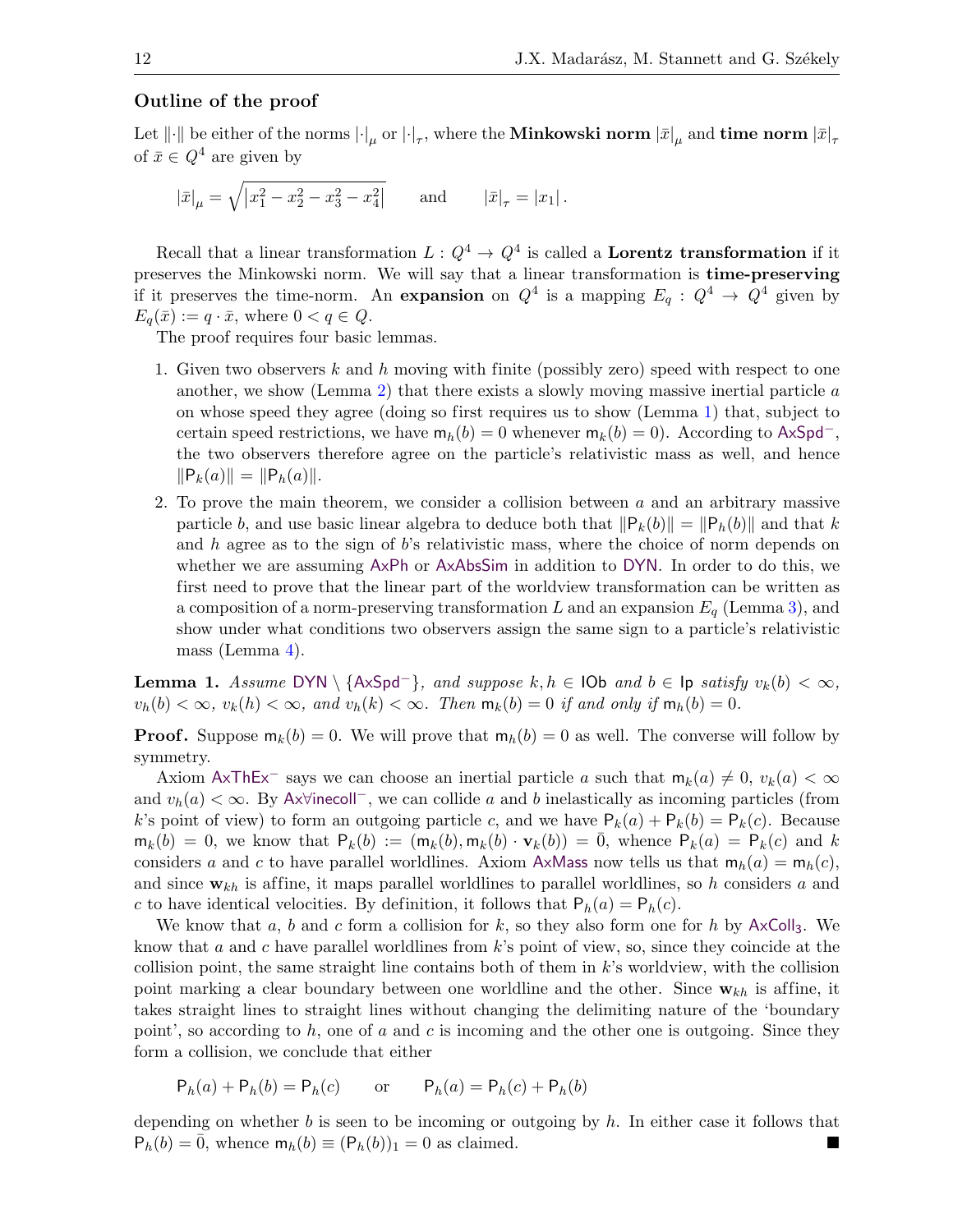### Outline of the proof

Let $\|\cdot\|$ be either of the norms $|\cdot|_\mu$ or $|\cdot|_\tau$, where the **Minkowski norm** $|\bar{x}|_\mu$ and **time norm** $|\bar{x}|_\tau$ of $\bar{x} \in Q^4$ are given by

$$|\bar{x}|_\mu = \sqrt{\left|x_1^2 - x_2^2 - x_3^2 - x_4^2\right|} \qquad \text{and} \qquad |\bar{x}|_\tau = |x_1|.$$

Recall that a linear transformation $L : Q^4 \to Q^4$ is called a **Lorentz transformation** if it preserves the Minkowski norm. We will say that a linear transformation is **time-preserving** if it preserves the time-norm. An **expansion** on $Q^4$ is a mapping $E_q : Q^4 \to Q^4$ given by $E_q(\bar{x}) := q \cdot \bar{x}$, where $0 < q \in Q$.

The proof requires four basic lemmas.

1. Given two observers $k$ and $h$ moving with finite (possibly zero) speed with respect to one another, we show (Lemma 2) that there exists a slowly moving massive inertial particle $a$ on whose speed they agree (doing so first requires us to show (Lemma 1) that, subject to certain speed restrictions, we have $\mathsf{m}_h(b) = 0$ whenever $\mathsf{m}_k(b) = 0$). According to AxSpd$^-$, the two observers therefore agree on the particle's relativistic mass as well, and hence $\|\mathsf{P}_k(a)\| = \|\mathsf{P}_h(a)\|$.
2. To prove the main theorem, we consider a collision between $a$ and an arbitrary massive particle $b$, and use basic linear algebra to deduce both that $\|\mathsf{P}_k(b)\| = \|\mathsf{P}_h(b)\|$ and that $k$ and $h$ agree as to the sign of $b$'s relativistic mass, where the choice of norm depends on whether we are assuming AxPh or AxAbsSim in addition to DYN. In order to do this, we first need to prove that the linear part of the worldview transformation can be written as a composition of a norm-preserving transformation $L$ and an expansion $E_q$ (Lemma 3), and show under what conditions two observers assign the same sign to a particle's relativistic mass (Lemma 4).

**Lemma 1.** *Assume* DYN $\setminus$ {AxSpd$^-$}*, and suppose* $k, h \in \mathsf{IOb}$ *and* $b \in \mathsf{Ip}$ *satisfy* $v_k(b) < \infty$*,* $v_h(b) < \infty$*,* $v_k(h) < \infty$*, and* $v_h(k) < \infty$*. Then* $\mathsf{m}_k(b) = 0$ *if and only if* $\mathsf{m}_h(b) = 0$*.*

**Proof.** Suppose $\mathsf{m}_k(b) = 0$. We will prove that $\mathsf{m}_h(b) = 0$ as well. The converse will follow by symmetry.

Axiom AxThEx$^-$ says we can choose an inertial particle $a$ such that $\mathsf{m}_k(a) \neq 0$, $v_k(a) < \infty$ and $v_h(a) < \infty$. By Ax$\forall$inecoll$^-$, we can collide $a$ and $b$ inelastically as incoming particles (from $k$'s point of view) to form an outgoing particle $c$, and we have $\mathsf{P}_k(a) + \mathsf{P}_k(b) = \mathsf{P}_k(c)$. Because $\mathsf{m}_k(b) = 0$, we know that $\mathsf{P}_k(b) := (\mathsf{m}_k(b), \mathsf{m}_k(b) \cdot \mathbf{v}_k(b)) = \bar{0}$, whence $\mathsf{P}_k(a) = \mathsf{P}_k(c)$ and $k$ considers $a$ and $c$ to have parallel worldlines. Axiom AxMass now tells us that $\mathsf{m}_h(a) = \mathsf{m}_h(c)$, and since $\mathbf{w}_{kh}$ is affine, it maps parallel worldlines to parallel worldlines, so $h$ considers $a$ and $c$ to have identical velocities. By definition, it follows that $\mathsf{P}_h(a) = \mathsf{P}_h(c)$.

We know that $a$, $b$ and $c$ form a collision for $k$, so they also form one for $h$ by AxColl$_3$. We know that $a$ and $c$ have parallel worldlines from $k$'s point of view, so, since they coincide at the collision point, the same straight line contains both of them in $k$'s worldview, with the collision point marking a clear boundary between one worldline and the other. Since $\mathbf{w}_{kh}$ is affine, it takes straight lines to straight lines without changing the delimiting nature of the 'boundary point', so according to $h$, one of $a$ and $c$ is incoming and the other one is outgoing. Since they form a collision, we conclude that either

$$\mathsf{P}_h(a) + \mathsf{P}_h(b) = \mathsf{P}_h(c) \qquad \text{or} \qquad \mathsf{P}_h(a) = \mathsf{P}_h(c) + \mathsf{P}_h(b)$$

depending on whether $b$ is seen to be incoming or outgoing by $h$. In either case it follows that $\mathsf{P}_h(b) = \bar{0}$, whence $\mathsf{m}_h(b) \equiv (\mathsf{P}_h(b))_1 = 0$ as claimed. ■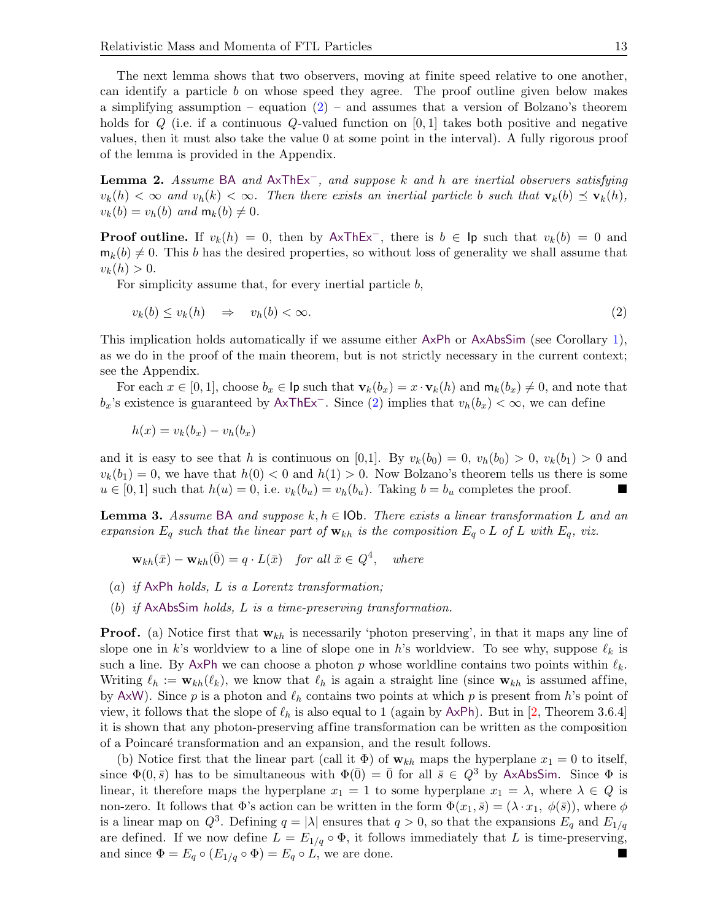The next lemma shows that two observers, moving at finite speed relative to one another, can identify a particle $b$ on whose speed they agree. The proof outline given below makes a simplifying assumption – equation (2) – and assumes that a version of Bolzano's theorem holds for $Q$ (i.e. if a continuous $Q$-valued function on $[0, 1]$ takes both positive and negative values, then it must also take the value 0 at some point in the interval). A fully rigorous proof of the lemma is provided in the Appendix.

**Lemma 2.** *Assume* BA *and* $\mathsf{AxThEx}^-$*, and suppose $k$ and $h$ are inertial observers satisfying $v_k(h) < \infty$ and $v_h(k) < \infty$. Then there exists an inertial particle $b$ such that $\mathbf{v}_k(b) \preceq \mathbf{v}_k(h)$, $v_k(b) = v_h(b)$ and $\mathsf{m}_k(b) \neq 0$.*

**Proof outline.** If $v_k(h) = 0$, then by $\mathsf{AxThEx}^-$, there is $b \in \mathsf{Ip}$ such that $v_k(b) = 0$ and $\mathsf{m}_k(b) \neq 0$. This $b$ has the desired properties, so without loss of generality we shall assume that $v_k(h) > 0$.

For simplicity assume that, for every inertial particle $b$,

$$v_k(b) \leq v_k(h) \quad \Rightarrow \quad v_h(b) < \infty. \tag{2}$$

This implication holds automatically if we assume either AxPh or AxAbsSim (see Corollary 1), as we do in the proof of the main theorem, but is not strictly necessary in the current context; see the Appendix.

For each $x \in [0, 1]$, choose $b_x \in \mathsf{Ip}$ such that $\mathbf{v}_k(b_x) = x \cdot \mathbf{v}_k(h)$ and $\mathsf{m}_k(b_x) \neq 0$, and note that $b_x$'s existence is guaranteed by $\mathsf{AxThEx}^-$. Since (2) implies that $v_h(b_x) < \infty$, we can define

$$h(x) = v_k(b_x) - v_h(b_x)$$

and it is easy to see that $h$ is continuous on $[0,1]$. By $v_k(b_0) = 0$, $v_h(b_0) > 0$, $v_k(b_1) > 0$ and $v_k(b_1) = 0$, we have that $h(0) < 0$ and $h(1) > 0$. Now Bolzano's theorem tells us there is some $u \in [0, 1]$ such that $h(u) = 0$, i.e. $v_k(b_u) = v_h(b_u)$. Taking $b = b_u$ completes the proof. ∎

**Lemma 3.** *Assume* BA *and suppose $k, h \in \mathsf{IOb}$. There exists a linear transformation $L$ and an expansion $E_q$ such that the linear part of $\mathbf{w}_{kh}$ is the composition $E_q \circ L$ of $L$ with $E_q$, viz.*

$$\mathbf{w}_{kh}(\bar{x}) - \mathbf{w}_{kh}(\bar{0}) = q \cdot L(\bar{x}) \quad \textit{for all } \bar{x} \in Q^4, \quad \textit{where}$$

- (*a*) *if* AxPh *holds, $L$ is a Lorentz transformation;*
- (*b*) *if* AxAbsSim *holds, $L$ is a time-preserving transformation.*

**Proof.** (a) Notice first that $\mathbf{w}_{kh}$ is necessarily 'photon preserving', in that it maps any line of slope one in $k$'s worldview to a line of slope one in $h$'s worldview. To see why, suppose $\ell_k$ is such a line. By AxPh we can choose a photon $p$ whose worldline contains two points within $\ell_k$. Writing $\ell_h := \mathbf{w}_{kh}(\ell_k)$, we know that $\ell_h$ is again a straight line (since $\mathbf{w}_{kh}$ is assumed affine, by AxW). Since $p$ is a photon and $\ell_h$ contains two points at which $p$ is present from $h$'s point of view, it follows that the slope of $\ell_h$ is also equal to 1 (again by AxPh). But in [2, Theorem 3.6.4] it is shown that any photon-preserving affine transformation can be written as the composition of a Poincaré transformation and an expansion, and the result follows.

(b) Notice first that the linear part (call it $\Phi$) of $\mathbf{w}_{kh}$ maps the hyperplane $x_1 = 0$ to itself, since $\Phi(0, \bar{s})$ has to be simultaneous with $\Phi(\bar{0}) = \bar{0}$ for all $\bar{s} \in Q^3$ by AxAbsSim. Since $\Phi$ is linear, it therefore maps the hyperplane $x_1 = 1$ to some hyperplane $x_1 = \lambda$, where $\lambda \in Q$ is non-zero. It follows that $\Phi$'s action can be written in the form $\Phi(x_1, \bar{s}) = (\lambda \cdot x_1,\ \phi(\bar{s}))$, where $\phi$ is a linear map on $Q^3$. Defining $q = |\lambda|$ ensures that $q > 0$, so that the expansions $E_q$ and $E_{1/q}$ are defined. If we now define $L = E_{1/q} \circ \Phi$, it follows immediately that $L$ is time-preserving, and since $\Phi = E_q \circ (E_{1/q} \circ \Phi) = E_q \circ L$, we are done. ∎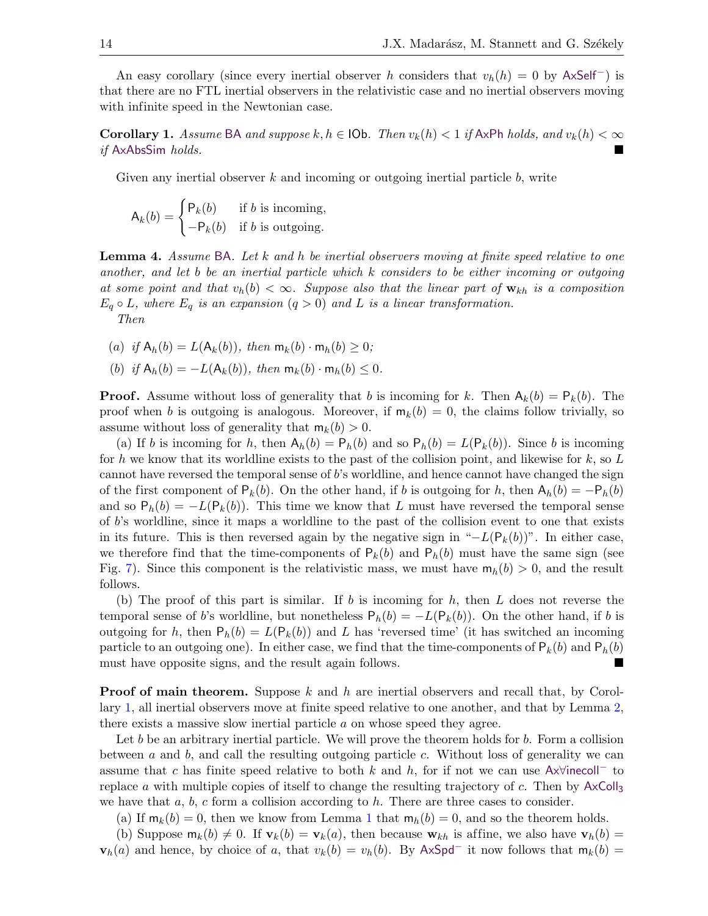An easy corollary (since every inertial observer $h$ considers that $v_h(h) = 0$ by AxSelf$^-$) is that there are no FTL inertial observers in the relativistic case and no inertial observers moving with infinite speed in the Newtonian case.

**Corollary 1.** *Assume* BA *and suppose* $k, h \in \mathsf{IOb}$*. Then* $v_k(h) < 1$ *if* AxPh *holds, and* $v_k(h) < \infty$ *if* AxAbsSim *holds.* ■

Given any inertial observer $k$ and incoming or outgoing inertial particle $b$, write

$$\mathsf{A}_k(b) = \begin{cases} \mathsf{P}_k(b) & \text{if } b \text{ is incoming,} \\ -\mathsf{P}_k(b) & \text{if } b \text{ is outgoing.} \end{cases}$$

**Lemma 4.** *Assume* BA*. Let $k$ and $h$ be inertial observers moving at finite speed relative to one another, and let $b$ be an inertial particle which $k$ considers to be either incoming or outgoing at some point and that $v_h(b) < \infty$. Suppose also that the linear part of $\mathbf{w}_{kh}$ is a composition $E_q \circ L$, where $E_q$ is an expansion ($q > 0$) and $L$ is a linear transformation.*

*Then*

(a) *if $\mathsf{A}_h(b) = L(\mathsf{A}_k(b))$, then $\mathsf{m}_k(b) \cdot \mathsf{m}_h(b) \geq 0$;*

(b) *if $\mathsf{A}_h(b) = -L(\mathsf{A}_k(b))$, then $\mathsf{m}_k(b) \cdot \mathsf{m}_h(b) \leq 0$.*

**Proof.** Assume without loss of generality that $b$ is incoming for $k$. Then $\mathsf{A}_k(b) = \mathsf{P}_k(b)$. The proof when $b$ is outgoing is analogous. Moreover, if $\mathsf{m}_k(b) = 0$, the claims follow trivially, so assume without loss of generality that $\mathsf{m}_k(b) > 0$.

(a) If $b$ is incoming for $h$, then $\mathsf{A}_h(b) = \mathsf{P}_h(b)$ and so $\mathsf{P}_h(b) = L(\mathsf{P}_k(b))$. Since $b$ is incoming for $h$ we know that its worldline exists to the past of the collision point, and likewise for $k$, so $L$ cannot have reversed the temporal sense of $b$'s worldline, and hence cannot have changed the sign of the first component of $\mathsf{P}_k(b)$. On the other hand, if $b$ is outgoing for $h$, then $\mathsf{A}_h(b) = -\mathsf{P}_h(b)$ and so $\mathsf{P}_h(b) = -L(\mathsf{P}_k(b))$. This time we know that $L$ must have reversed the temporal sense of $b$'s worldline, since it maps a worldline to the past of the collision event to one that exists in its future. This is then reversed again by the negative sign in "$-L(\mathsf{P}_k(b))$". In either case, we therefore find that the time-components of $\mathsf{P}_k(b)$ and $\mathsf{P}_h(b)$ must have the same sign (see Fig. 7). Since this component is the relativistic mass, we must have $\mathsf{m}_h(b) > 0$, and the result follows.

(b) The proof of this part is similar. If $b$ is incoming for $h$, then $L$ does not reverse the temporal sense of $b$'s worldline, but nonetheless $\mathsf{P}_h(b) = -L(\mathsf{P}_k(b))$. On the other hand, if $b$ is outgoing for $h$, then $\mathsf{P}_h(b) = L(\mathsf{P}_k(b))$ and $L$ has 'reversed time' (it has switched an incoming particle to an outgoing one). In either case, we find that the time-components of $\mathsf{P}_k(b)$ and $\mathsf{P}_h(b)$ must have opposite signs, and the result again follows. ■

**Proof of main theorem.** Suppose $k$ and $h$ are inertial observers and recall that, by Corollary 1, all inertial observers move at finite speed relative to one another, and that by Lemma 2, there exists a massive slow inertial particle $a$ on whose speed they agree.

Let $b$ be an arbitrary inertial particle. We will prove the theorem holds for $b$. Form a collision between $a$ and $b$, and call the resulting outgoing particle $c$. Without loss of generality we can assume that $c$ has finite speed relative to both $k$ and $h$, for if not we can use Ax∀inecoll$^-$ to replace $a$ with multiple copies of itself to change the resulting trajectory of $c$. Then by AxColl$_3$ we have that $a$, $b$, $c$ form a collision according to $h$. There are three cases to consider.

(a) If $\mathsf{m}_k(b) = 0$, then we know from Lemma 1 that $\mathsf{m}_h(b) = 0$, and so the theorem holds.

(b) Suppose $\mathsf{m}_k(b) \neq 0$. If $\mathbf{v}_k(b) = \mathbf{v}_k(a)$, then because $\mathbf{w}_{kh}$ is affine, we also have $\mathbf{v}_h(b) = \mathbf{v}_h(a)$ and hence, by choice of $a$, that $v_k(b) = v_h(b)$. By AxSpd$^-$ it now follows that $\mathsf{m}_k(b) =$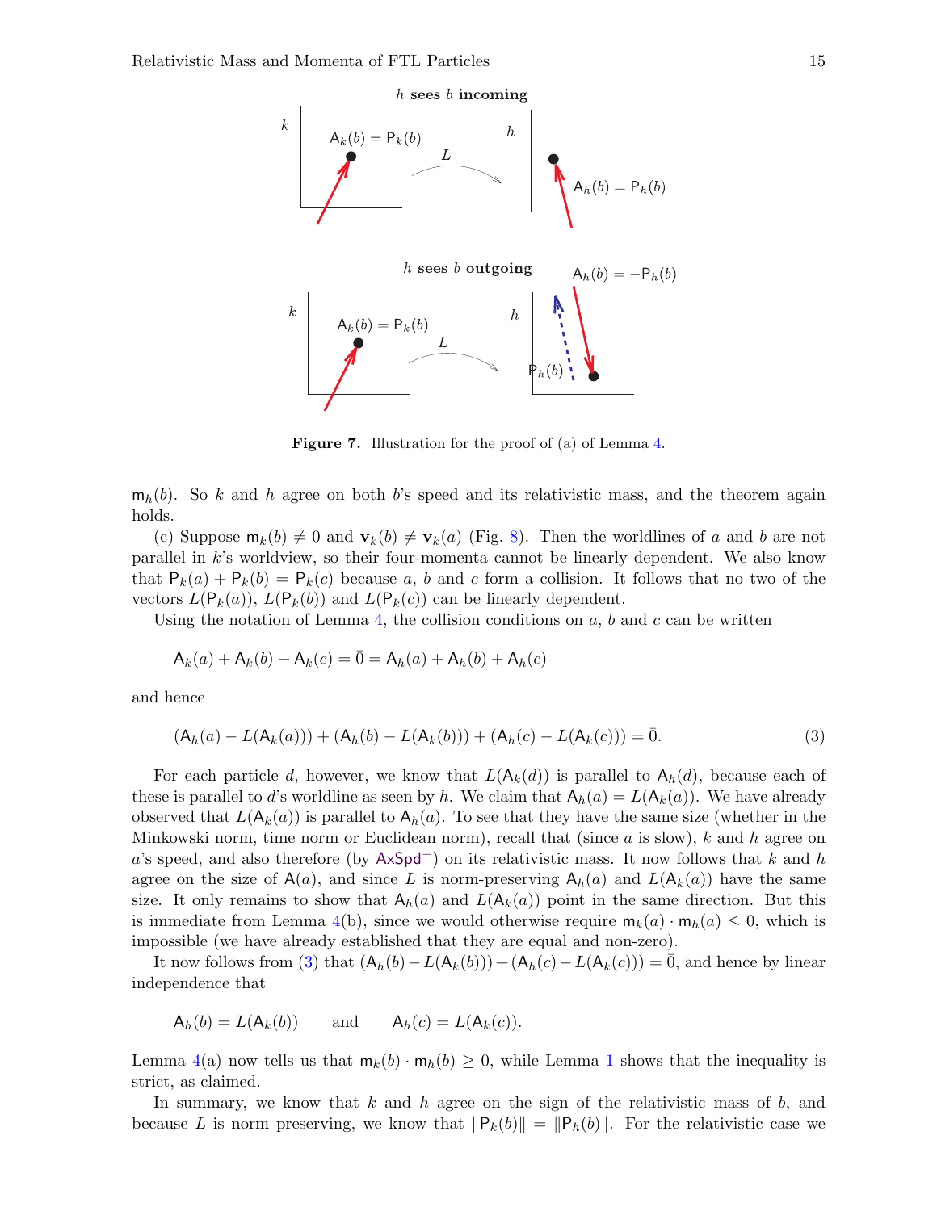**Figure 7.** Illustration for the proof of (a) of Lemma 4.

$\mathsf{m}_h(b)$. So $k$ and $h$ agree on both $b$'s speed and its relativistic mass, and the theorem again holds.

(c) Suppose $\mathsf{m}_k(b) \neq 0$ and $\mathbf{v}_k(b) \neq \mathbf{v}_k(a)$ (Fig. 8). Then the worldlines of $a$ and $b$ are not parallel in $k$'s worldview, so their four-momenta cannot be linearly dependent. We also know that $\mathsf{P}_k(a) + \mathsf{P}_k(b) = \mathsf{P}_k(c)$ because $a$, $b$ and $c$ form a collision. It follows that no two of the vectors $L(\mathsf{P}_k(a))$, $L(\mathsf{P}_k(b))$ and $L(\mathsf{P}_k(c))$ can be linearly dependent.

Using the notation of Lemma 4, the collision conditions on $a$, $b$ and $c$ can be written

$$\mathsf{A}_k(a) + \mathsf{A}_k(b) + \mathsf{A}_k(c) = \bar{0} = \mathsf{A}_h(a) + \mathsf{A}_h(b) + \mathsf{A}_h(c)$$

and hence

$$(\mathsf{A}_h(a) - L(\mathsf{A}_k(a))) + (\mathsf{A}_h(b) - L(\mathsf{A}_k(b))) + (\mathsf{A}_h(c) - L(\mathsf{A}_k(c))) = \bar{0}. \tag{3}$$

For each particle $d$, however, we know that $L(\mathsf{A}_k(d))$ is parallel to $\mathsf{A}_h(d)$, because each of these is parallel to $d$'s worldline as seen by $h$. We claim that $\mathsf{A}_h(a) = L(\mathsf{A}_k(a))$. We have already observed that $L(\mathsf{A}_k(a))$ is parallel to $\mathsf{A}_h(a)$. To see that they have the same size (whether in the Minkowski norm, time norm or Euclidean norm), recall that (since $a$ is slow), $k$ and $h$ agree on $a$'s speed, and also therefore (by $\mathsf{AxSpd}^-$) on its relativistic mass. It now follows that $k$ and $h$ agree on the size of $\mathsf{A}(a)$, and since $L$ is norm-preserving $\mathsf{A}_h(a)$ and $L(\mathsf{A}_k(a))$ have the same size. It only remains to show that $\mathsf{A}_h(a)$ and $L(\mathsf{A}_k(a))$ point in the same direction. But this is immediate from Lemma 4(b), since we would otherwise require $\mathsf{m}_k(a) \cdot \mathsf{m}_h(a) \leq 0$, which is impossible (we have already established that they are equal and non-zero).

It now follows from (3) that $(\mathsf{A}_h(b) - L(\mathsf{A}_k(b))) + (\mathsf{A}_h(c) - L(\mathsf{A}_k(c))) = \bar{0}$, and hence by linear independence that

$$\mathsf{A}_h(b) = L(\mathsf{A}_k(b)) \qquad \text{and} \qquad \mathsf{A}_h(c) = L(\mathsf{A}_k(c)).$$

Lemma 4(a) now tells us that $\mathsf{m}_k(b) \cdot \mathsf{m}_h(b) \geq 0$, while Lemma 1 shows that the inequality is strict, as claimed.

In summary, we know that $k$ and $h$ agree on the sign of the relativistic mass of $b$, and because $L$ is norm preserving, we know that $\|\mathsf{P}_k(b)\| = \|\mathsf{P}_h(b)\|$. For the relativistic case we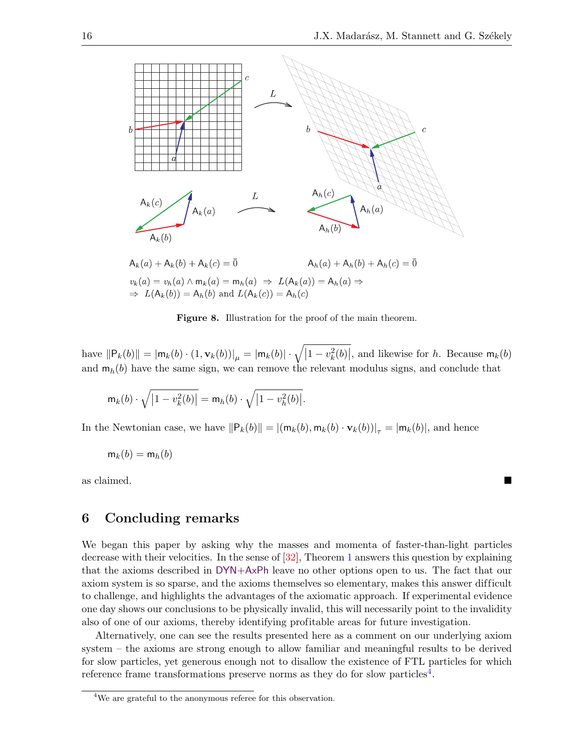$$\mathsf{A}_k(a) + \mathsf{A}_k(b) + \mathsf{A}_k(c) = \bar{0} \qquad\qquad \mathsf{A}_h(a) + \mathsf{A}_h(b) + \mathsf{A}_h(c) = \bar{0}$$

$$v_k(a) = v_h(a) \wedge \mathsf{m}_k(a) = \mathsf{m}_h(a) \;\Rightarrow\; L(\mathsf{A}_k(a)) = \mathsf{A}_h(a) \Rightarrow$$
$$\Rightarrow\; L(\mathsf{A}_k(b)) = \mathsf{A}_h(b) \text{ and } L(\mathsf{A}_k(c)) = \mathsf{A}_h(c)$$

**Figure 8.** Illustration for the proof of the main theorem.

have $\|\mathsf{P}_k(b)\| = |\mathsf{m}_k(b) \cdot (1, \mathbf{v}_k(b))|_\mu = |\mathsf{m}_k(b)| \cdot \sqrt{|1 - v_k^2(b)|}$, and likewise for $h$. Because $\mathsf{m}_k(b)$ and $\mathsf{m}_h(b)$ have the same sign, we can remove the relevant modulus signs, and conclude that

$$\mathsf{m}_k(b) \cdot \sqrt{|1 - v_k^2(b)|} = \mathsf{m}_h(b) \cdot \sqrt{|1 - v_h^2(b)|}.$$

In the Newtonian case, we have $\|\mathsf{P}_k(b)\| = |(\mathsf{m}_k(b), \mathsf{m}_k(b) \cdot \mathbf{v}_k(b))|_\tau = |\mathsf{m}_k(b)|$, and hence

$$\mathsf{m}_k(b) = \mathsf{m}_h(b)$$

as claimed. ■

## 6 Concluding remarks

We began this paper by asking why the masses and momenta of faster-than-light particles decrease with their velocities. In the sense of [32], Theorem 1 answers this question by explaining that the axioms described in DYN+AxPh leave no other options open to us. The fact that our axiom system is so sparse, and the axioms themselves so elementary, makes this answer difficult to challenge, and highlights the advantages of the axiomatic approach. If experimental evidence one day shows our conclusions to be physically invalid, this will necessarily point to the invalidity also of one of our axioms, thereby identifying profitable areas for future investigation.

Alternatively, one can see the results presented here as a comment on our underlying axiom system – the axioms are strong enough to allow familiar and meaningful results to be derived for slow particles, yet generous enough not to disallow the existence of FTL particles for which reference frame transformations preserve norms as they do for slow particles[4].

[4] We are grateful to the anonymous referee for this observation.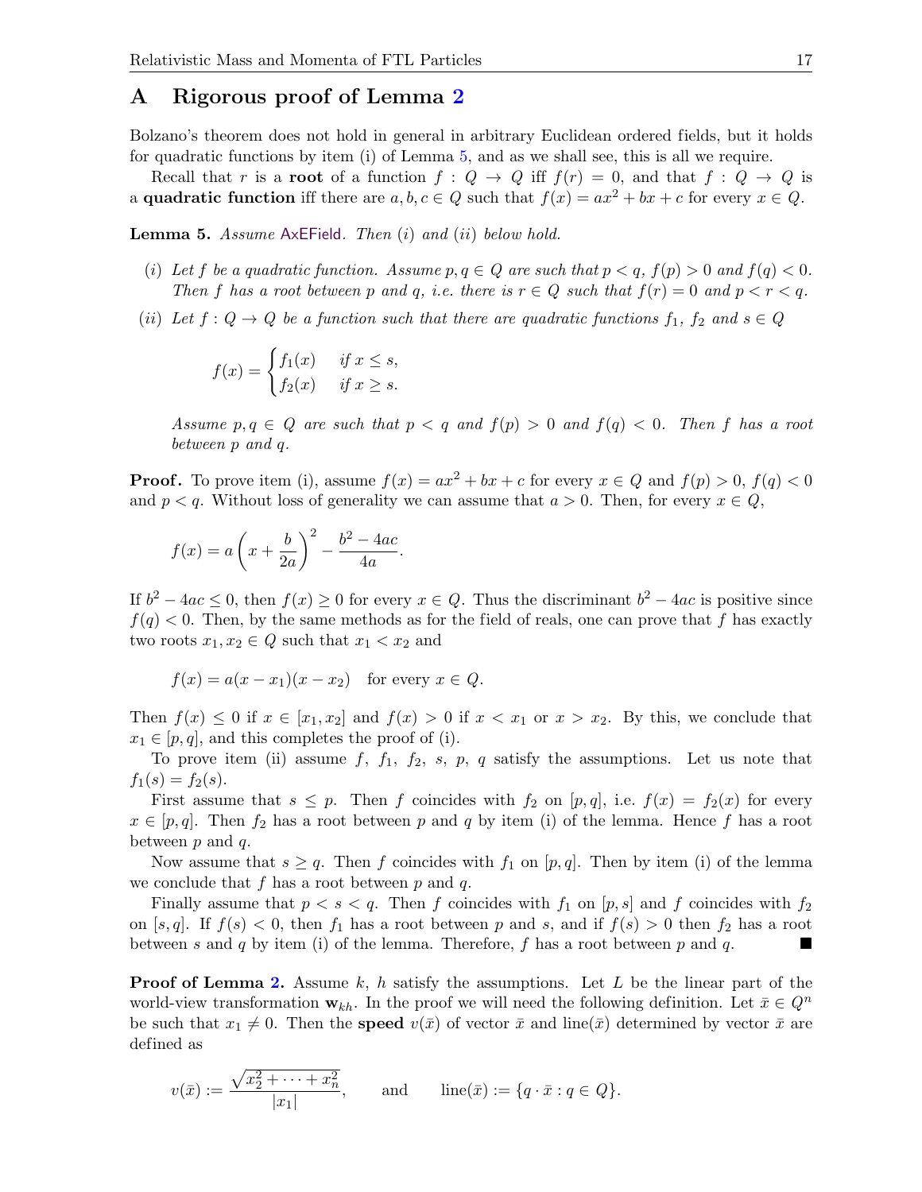## A Rigorous proof of Lemma 2

Bolzano's theorem does not hold in general in arbitrary Euclidean ordered fields, but it holds for quadratic functions by item (i) of Lemma 5, and as we shall see, this is all we require.

Recall that $r$ is a **root** of a function $f : Q \to Q$ iff $f(r) = 0$, and that $f : Q \to Q$ is a **quadratic function** iff there are $a, b, c \in Q$ such that $f(x) = ax^2 + bx + c$ for every $x \in Q$.

**Lemma 5.** *Assume* AxEField. *Then (i) and (ii) below hold.*

*(i) Let $f$ be a quadratic function. Assume $p, q \in Q$ are such that $p < q$, $f(p) > 0$ and $f(q) < 0$. Then $f$ has a root between $p$ and $q$, i.e. there is $r \in Q$ such that $f(r) = 0$ and $p < r < q$.*

*(ii) Let $f : Q \to Q$ be a function such that there are quadratic functions $f_1$, $f_2$ and $s \in Q$*

$$f(x) = \begin{cases} f_1(x) & \text{if } x \leq s, \\ f_2(x) & \text{if } x \geq s. \end{cases}$$

*Assume $p, q \in Q$ are such that $p < q$ and $f(p) > 0$ and $f(q) < 0$. Then $f$ has a root between $p$ and $q$.*

**Proof.** To prove item (i), assume $f(x) = ax^2 + bx + c$ for every $x \in Q$ and $f(p) > 0$, $f(q) < 0$ and $p < q$. Without loss of generality we can assume that $a > 0$. Then, for every $x \in Q$,

$$f(x) = a\left(x + \frac{b}{2a}\right)^2 - \frac{b^2 - 4ac}{4a}.$$

If $b^2 - 4ac \leq 0$, then $f(x) \geq 0$ for every $x \in Q$. Thus the discriminant $b^2 - 4ac$ is positive since $f(q) < 0$. Then, by the same methods as for the field of reals, one can prove that $f$ has exactly two roots $x_1, x_2 \in Q$ such that $x_1 < x_2$ and

$$f(x) = a(x - x_1)(x - x_2) \quad \text{for every } x \in Q.$$

Then $f(x) \leq 0$ if $x \in [x_1, x_2]$ and $f(x) > 0$ if $x < x_1$ or $x > x_2$. By this, we conclude that $x_1 \in [p, q]$, and this completes the proof of (i).

To prove item (ii) assume $f$, $f_1$, $f_2$, $s$, $p$, $q$ satisfy the assumptions. Let us note that $f_1(s) = f_2(s)$.

First assume that $s \leq p$. Then $f$ coincides with $f_2$ on $[p, q]$, i.e. $f(x) = f_2(x)$ for every $x \in [p, q]$. Then $f_2$ has a root between $p$ and $q$ by item (i) of the lemma. Hence $f$ has a root between $p$ and $q$.

Now assume that $s \geq q$. Then $f$ coincides with $f_1$ on $[p, q]$. Then by item (i) of the lemma we conclude that $f$ has a root between $p$ and $q$.

Finally assume that $p < s < q$. Then $f$ coincides with $f_1$ on $[p, s]$ and $f$ coincides with $f_2$ on $[s, q]$. If $f(s) < 0$, then $f_1$ has a root between $p$ and $s$, and if $f(s) > 0$ then $f_2$ has a root between $s$ and $q$ by item (i) of the lemma. Therefore, $f$ has a root between $p$ and $q$. ■

**Proof of Lemma 2.** Assume $k$, $h$ satisfy the assumptions. Let $L$ be the linear part of the world-view transformation $\mathbf{w}_{kh}$. In the proof we will need the following definition. Let $\bar{x} \in Q^n$ be such that $x_1 \neq 0$. Then the **speed** $v(\bar{x})$ of vector $\bar{x}$ and $\text{line}(\bar{x})$ determined by vector $\bar{x}$ are defined as

$$v(\bar{x}) := \frac{\sqrt{x_2^2 + \cdots + x_n^2}}{|x_1|}, \qquad \text{and} \qquad \text{line}(\bar{x}) := \{q \cdot \bar{x} : q \in Q\}.$$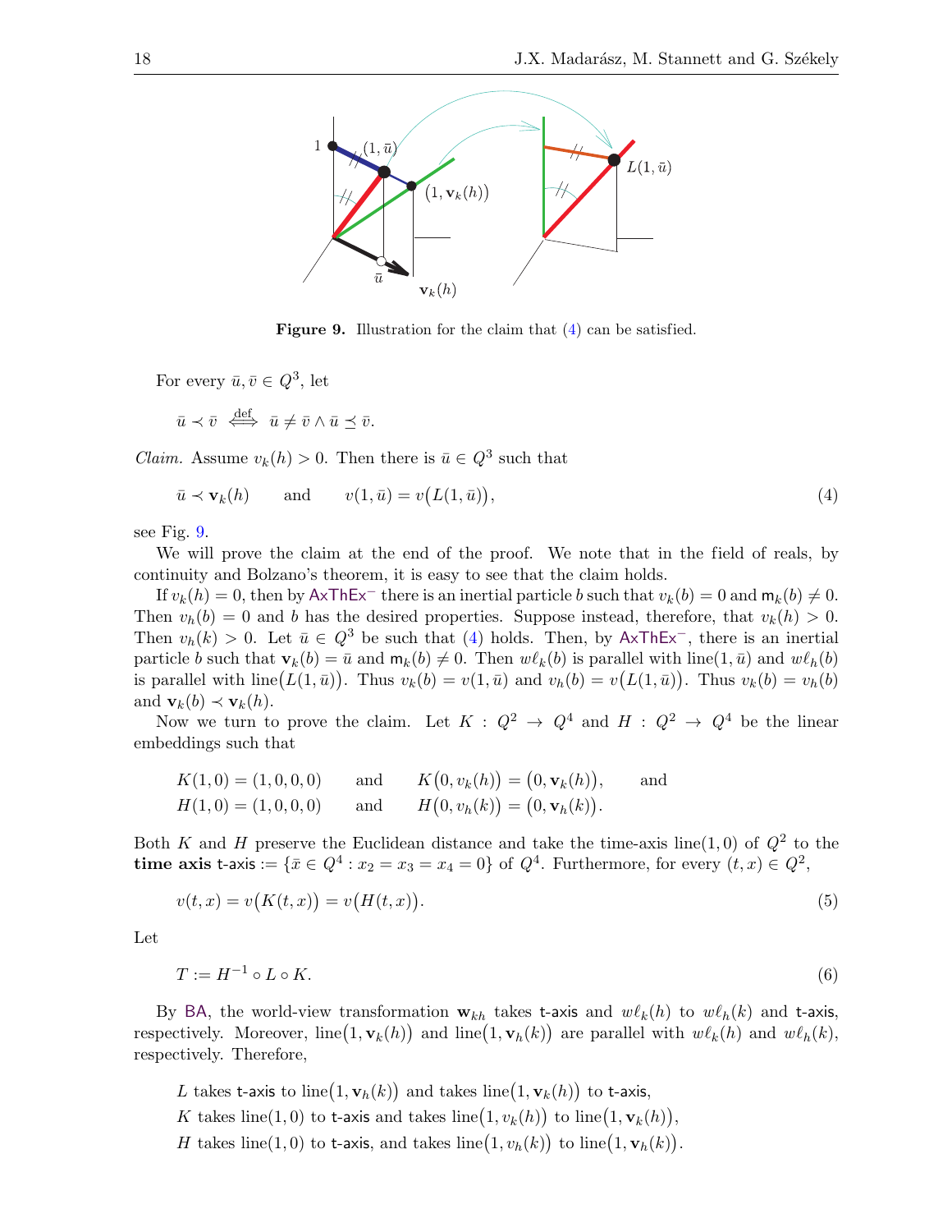**Figure 9.** Illustration for the claim that (4) can be satisfied.

For every $\bar{u}, \bar{v} \in Q^3$, let

$$\bar{u} \prec \bar{v} \overset{\text{def}}{\iff} \bar{u} \neq \bar{v} \wedge \bar{u} \preceq \bar{v}.$$

*Claim.* Assume $v_k(h) > 0$. Then there is $\bar{u} \in Q^3$ such that

$$\bar{u} \prec \mathbf{v}_k(h) \qquad \text{and} \qquad v(1, \bar{u}) = v\big(L(1, \bar{u})\big), \tag{4}$$

see Fig. 9.

We will prove the claim at the end of the proof. We note that in the field of reals, by continuity and Bolzano's theorem, it is easy to see that the claim holds.

If $v_k(h) = 0$, then by $\mathsf{AxThEx}^-$ there is an inertial particle $b$ such that $v_k(b) = 0$ and $\mathsf{m}_k(b) \neq 0$. Then $v_h(b) = 0$ and $b$ has the desired properties. Suppose instead, therefore, that $v_k(h) > 0$. Then $v_h(k) > 0$. Let $\bar{u} \in Q^3$ be such that (4) holds. Then, by $\mathsf{AxThEx}^-$, there is an inertial particle $b$ such that $\mathbf{v}_k(b) = \bar{u}$ and $\mathsf{m}_k(b) \neq 0$. Then $w\ell_k(b)$ is parallel with $\mathrm{line}(1, \bar{u})$ and $w\ell_h(b)$ is parallel with $\mathrm{line}\big(L(1, \bar{u})\big)$. Thus $v_k(b) = v(1, \bar{u})$ and $v_h(b) = v\big(L(1, \bar{u})\big)$. Thus $v_k(b) = v_h(b)$ and $\mathbf{v}_k(b) \prec \mathbf{v}_k(h)$.

Now we turn to prove the claim. Let $K : Q^2 \to Q^4$ and $H : Q^2 \to Q^4$ be the linear embeddings such that

$$K(1, 0) = (1, 0, 0, 0) \qquad \text{and} \qquad K\big(0, v_k(h)\big) = \big(0, \mathbf{v}_k(h)\big), \qquad \text{and}$$
$$H(1, 0) = (1, 0, 0, 0) \qquad \text{and} \qquad H\big(0, v_h(k)\big) = \big(0, \mathbf{v}_h(k)\big).$$

Both $K$ and $H$ preserve the Euclidean distance and take the time-axis $\mathrm{line}(1, 0)$ of $Q^2$ to the **time axis** $\mathsf{t\text{-}axis} := \{\bar{x} \in Q^4 : x_2 = x_3 = x_4 = 0\}$ of $Q^4$. Furthermore, for every $(t, x) \in Q^2$,

$$v(t, x) = v\big(K(t, x)\big) = v\big(H(t, x)\big). \tag{5}$$

Let

$$T := H^{-1} \circ L \circ K. \tag{6}$$

By $\mathsf{BA}$, the world-view transformation $\mathbf{w}_{kh}$ takes $\mathsf{t\text{-}axis}$ and $w\ell_k(h)$ to $w\ell_h(k)$ and $\mathsf{t\text{-}axis}$, respectively. Moreover, $\mathrm{line}\big(1, \mathbf{v}_k(h)\big)$ and $\mathrm{line}\big(1, \mathbf{v}_h(k)\big)$ are parallel with $w\ell_k(h)$ and $w\ell_h(k)$, respectively. Therefore,

$L$ takes $\mathsf{t\text{-}axis}$ to $\mathrm{line}\big(1, \mathbf{v}_h(k)\big)$ and takes $\mathrm{line}\big(1, \mathbf{v}_k(h)\big)$ to $\mathsf{t\text{-}axis}$,
$K$ takes $\mathrm{line}(1, 0)$ to $\mathsf{t\text{-}axis}$ and takes $\mathrm{line}\big(1, v_k(h)\big)$ to $\mathrm{line}\big(1, \mathbf{v}_k(h)\big)$,
$H$ takes $\mathrm{line}(1, 0)$ to $\mathsf{t\text{-}axis}$, and takes $\mathrm{line}\big(1, v_h(k)\big)$ to $\mathrm{line}\big(1, \mathbf{v}_h(k)\big)$.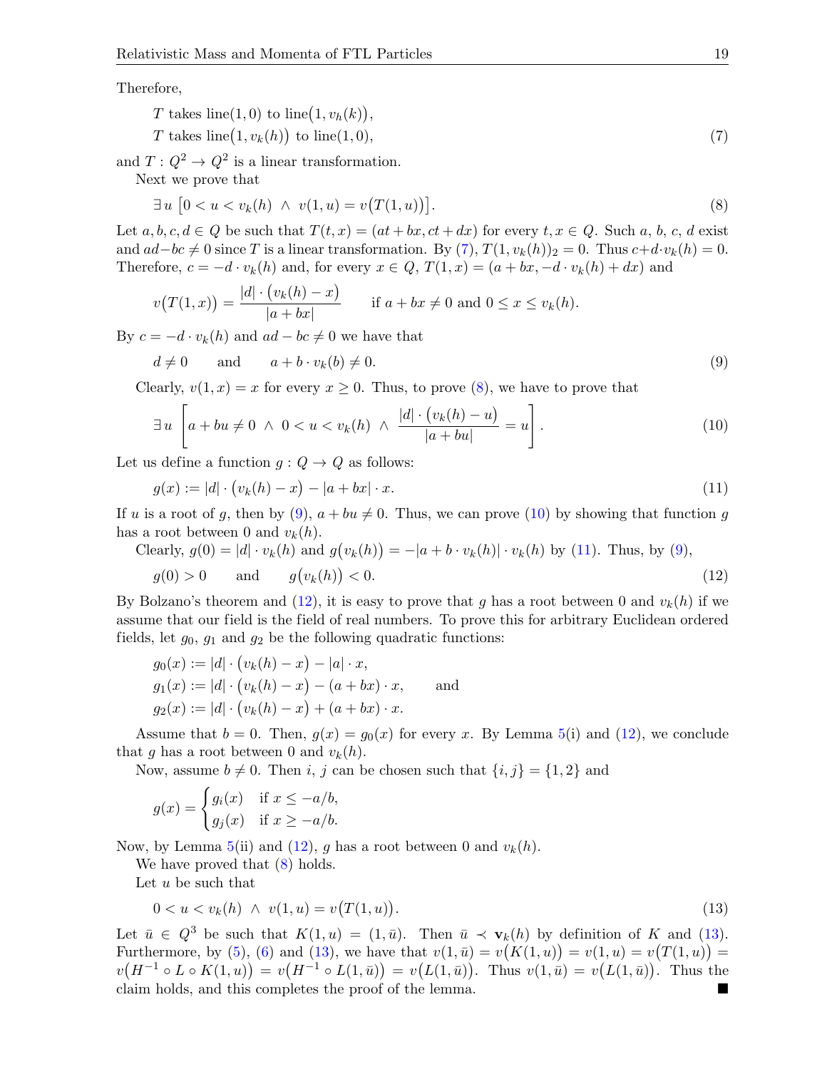Therefore,

$$T \text{ takes line}(1,0) \text{ to line}\big(1, v_h(k)\big),$$
$$T \text{ takes line}\big(1, v_k(h)\big) \text{ to line}(1,0), \tag{7}$$

and $T : Q^2 \to Q^2$ is a linear transformation.

Next we prove that

$$\exists\, u \;\big[0 < u < v_k(h) \;\wedge\; v(1,u) = v\big(T(1,u)\big)\big]. \tag{8}$$

Let $a, b, c, d \in Q$ be such that $T(t,x) = (at + bx, ct + dx)$ for every $t, x \in Q$. Such $a$, $b$, $c$, $d$ exist and $ad - bc \neq 0$ since $T$ is a linear transformation. By (7), $T(1, v_k(h))_2 = 0$. Thus $c + d \cdot v_k(h) = 0$. Therefore, $c = -d \cdot v_k(h)$ and, for every $x \in Q$, $T(1,x) = (a + bx, -d \cdot v_k(h) + dx)$ and

$$v\big(T(1,x)\big) = \frac{|d| \cdot \big(v_k(h) - x\big)}{|a + bx|} \qquad \text{if } a + bx \neq 0 \text{ and } 0 \leq x \leq v_k(h).$$

By $c = -d \cdot v_k(h)$ and $ad - bc \neq 0$ we have that

$$d \neq 0 \qquad \text{and} \qquad a + b \cdot v_k(b) \neq 0. \tag{9}$$

Clearly, $v(1,x) = x$ for every $x \geq 0$. Thus, to prove (8), we have to prove that

$$\exists\, u \left[a + bu \neq 0 \;\wedge\; 0 < u < v_k(h) \;\wedge\; \frac{|d| \cdot \big(v_k(h) - u\big)}{|a + bu|} = u\right]. \tag{10}$$

Let us define a function $g : Q \to Q$ as follows:

$$g(x) := |d| \cdot \big(v_k(h) - x\big) - |a + bx| \cdot x. \tag{11}$$

If $u$ is a root of $g$, then by (9), $a + bu \neq 0$. Thus, we can prove (10) by showing that function $g$ has a root between 0 and $v_k(h)$.

Clearly, $g(0) = |d| \cdot v_k(h)$ and $g\big(v_k(h)\big) = -|a + b \cdot v_k(h)| \cdot v_k(h)$ by (11). Thus, by (9),

$$g(0) > 0 \qquad \text{and} \qquad g\big(v_k(h)\big) < 0. \tag{12}$$

By Bolzano's theorem and (12), it is easy to prove that $g$ has a root between 0 and $v_k(h)$ if we assume that our field is the field of real numbers. To prove this for arbitrary Euclidean ordered fields, let $g_0$, $g_1$ and $g_2$ be the following quadratic functions:

$$g_0(x) := |d| \cdot \big(v_k(h) - x\big) - |a| \cdot x,$$
$$g_1(x) := |d| \cdot \big(v_k(h) - x\big) - (a + bx) \cdot x, \qquad \text{and}$$
$$g_2(x) := |d| \cdot \big(v_k(h) - x\big) + (a + bx) \cdot x.$$

Assume that $b = 0$. Then, $g(x) = g_0(x)$ for every $x$. By Lemma 5(i) and (12), we conclude that $g$ has a root between 0 and $v_k(h)$.

Now, assume $b \neq 0$. Then $i$, $j$ can be chosen such that $\{i, j\} = \{1, 2\}$ and

$$g(x) = \begin{cases} g_i(x) & \text{if } x \leq -a/b, \\ g_j(x) & \text{if } x \geq -a/b. \end{cases}$$

Now, by Lemma 5(ii) and (12), $g$ has a root between 0 and $v_k(h)$.

We have proved that (8) holds.

Let $u$ be such that

$$0 < u < v_k(h) \;\wedge\; v(1,u) = v\big(T(1,u)\big). \tag{13}$$

Let $\bar{u} \in Q^3$ be such that $K(1,u) = (1, \bar{u})$. Then $\bar{u} \prec \mathbf{v}_k(h)$ by definition of $K$ and (13). Furthermore, by (5), (6) and (13), we have that $v(1,\bar{u}) = v\big(K(1,u)\big) = v(1,u) = v\big(T(1,u)\big) = v\big(H^{-1} \circ L \circ K(1,u)\big) = v\big(H^{-1} \circ L(1,\bar{u})\big) = v\big(L(1,\bar{u})\big)$. Thus $v(1,\bar{u}) = v\big(L(1,\bar{u})\big)$. Thus the claim holds, and this completes the proof of the lemma. ■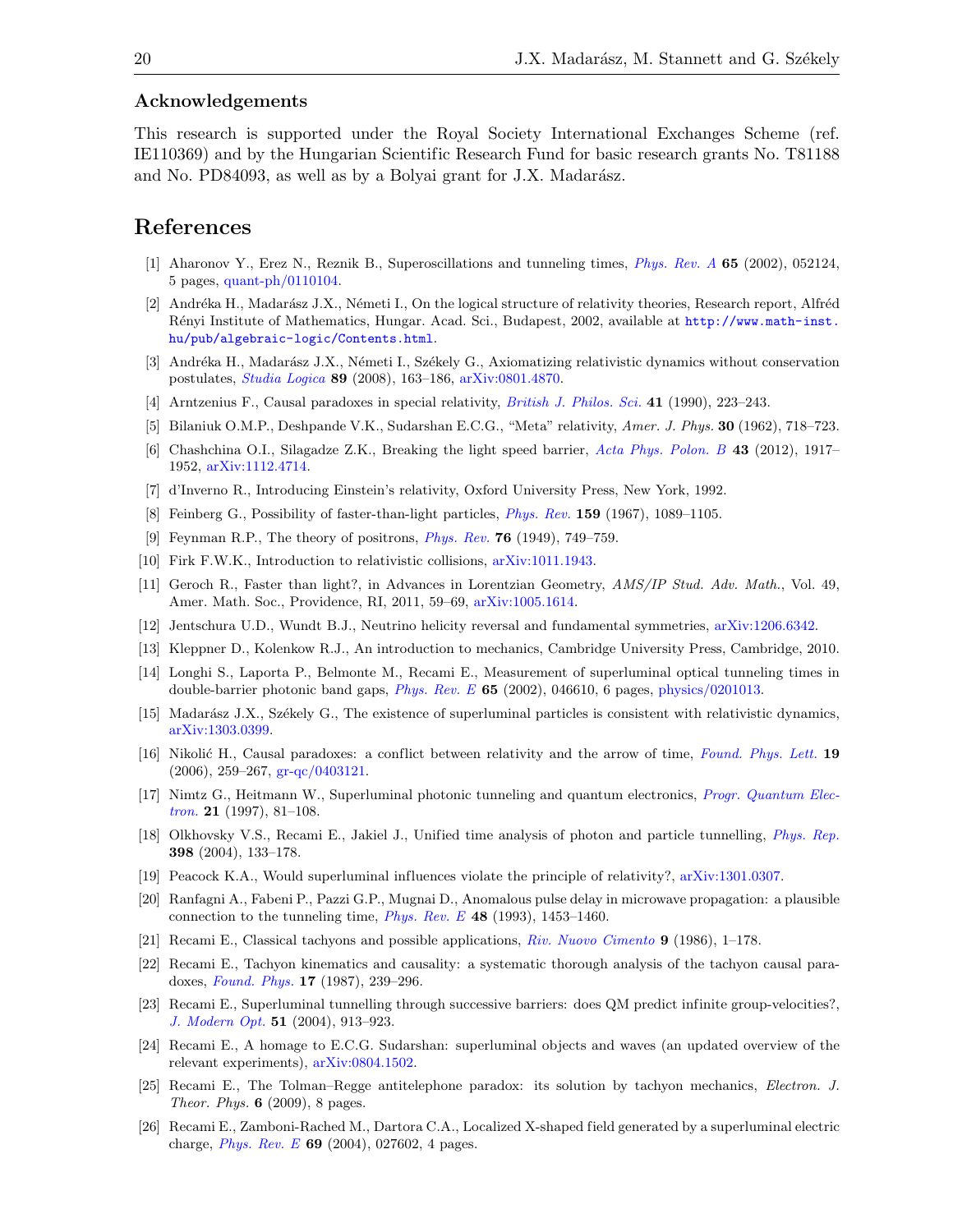### Acknowledgements

This research is supported under the Royal Society International Exchanges Scheme (ref. IE110369) and by the Hungarian Scientific Research Fund for basic research grants No. T81188 and No. PD84093, as well as by a Bolyai grant for J.X. Madarász.

## References

[1] Aharonov Y., Erez N., Reznik B., Superoscillations and tunneling times, *Phys. Rev. A* **65** (2002), 052124, 5 pages, quant-ph/0110104.

[2] Andréka H., Madarász J.X., Németi I., On the logical structure of relativity theories, Research report, Alfréd Rényi Institute of Mathematics, Hungar. Acad. Sci., Budapest, 2002, available at `http://www.math-inst.hu/pub/algebraic-logic/Contents.html`.

[3] Andréka H., Madarász J.X., Németi I., Székely G., Axiomatizing relativistic dynamics without conservation postulates, *Studia Logica* **89** (2008), 163–186, arXiv:0801.4870.

[4] Arntzenius F., Causal paradoxes in special relativity, *British J. Philos. Sci.* **41** (1990), 223–243.

[5] Bilaniuk O.M.P., Deshpande V.K., Sudarshan E.C.G., "Meta" relativity, *Amer. J. Phys.* **30** (1962), 718–723.

[6] Chashchina O.I., Silagadze Z.K., Breaking the light speed barrier, *Acta Phys. Polon. B* **43** (2012), 1917–1952, arXiv:1112.4714.

[7] d'Inverno R., Introducing Einstein's relativity, Oxford University Press, New York, 1992.

[8] Feinberg G., Possibility of faster-than-light particles, *Phys. Rev.* **159** (1967), 1089–1105.

[9] Feynman R.P., The theory of positrons, *Phys. Rev.* **76** (1949), 749–759.

[10] Firk F.W.K., Introduction to relativistic collisions, arXiv:1011.1943.

[11] Geroch R., Faster than light?, in Advances in Lorentzian Geometry, *AMS/IP Stud. Adv. Math.*, Vol. 49, Amer. Math. Soc., Providence, RI, 2011, 59–69, arXiv:1005.1614.

[12] Jentschura U.D., Wundt B.J., Neutrino helicity reversal and fundamental symmetries, arXiv:1206.6342.

[13] Kleppner D., Kolenkow R.J., An introduction to mechanics, Cambridge University Press, Cambridge, 2010.

[14] Longhi S., Laporta P., Belmonte M., Recami E., Measurement of superluminal optical tunneling times in double-barrier photonic band gaps, *Phys. Rev. E* **65** (2002), 046610, 6 pages, physics/0201013.

[15] Madarász J.X., Székely G., The existence of superluminal particles is consistent with relativistic dynamics, arXiv:1303.0399.

[16] Nikolić H., Causal paradoxes: a conflict between relativity and the arrow of time, *Found. Phys. Lett.* **19** (2006), 259–267, gr-qc/0403121.

[17] Nimtz G., Heitmann W., Superluminal photonic tunneling and quantum electronics, *Progr. Quantum Electron.* **21** (1997), 81–108.

[18] Olkhovsky V.S., Recami E., Jakiel J., Unified time analysis of photon and particle tunnelling, *Phys. Rep.* **398** (2004), 133–178.

[19] Peacock K.A., Would superluminal influences violate the principle of relativity?, arXiv:1301.0307.

[20] Ranfagni A., Fabeni P., Pazzi G.P., Mugnai D., Anomalous pulse delay in microwave propagation: a plausible connection to the tunneling time, *Phys. Rev. E* **48** (1993), 1453–1460.

[21] Recami E., Classical tachyons and possible applications, *Riv. Nuovo Cimento* **9** (1986), 1–178.

[22] Recami E., Tachyon kinematics and causality: a systematic thorough analysis of the tachyon causal paradoxes, *Found. Phys.* **17** (1987), 239–296.

[23] Recami E., Superluminal tunnelling through successive barriers: does QM predict infinite group-velocities?, *J. Modern Opt.* **51** (2004), 913–923.

[24] Recami E., A homage to E.C.G. Sudarshan: superluminal objects and waves (an updated overview of the relevant experiments), arXiv:0804.1502.

[25] Recami E., The Tolman–Regge antitelephone paradox: its solution by tachyon mechanics, *Electron. J. Theor. Phys.* **6** (2009), 8 pages.

[26] Recami E., Zamboni-Rached M., Dartora C.A., Localized X-shaped field generated by a superluminal electric charge, *Phys. Rev. E* **69** (2004), 027602, 4 pages.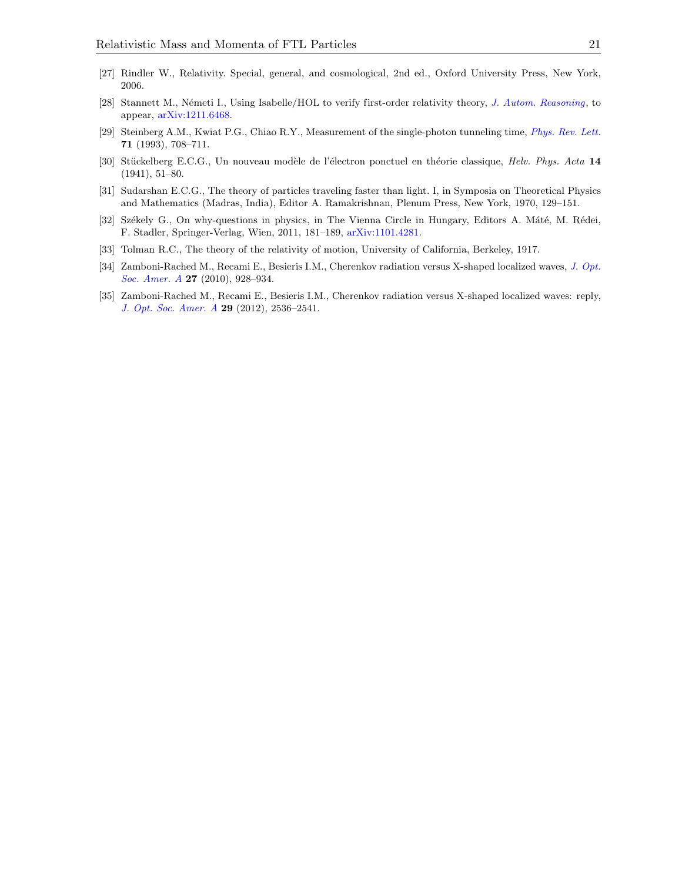[27] Rindler W., Relativity. Special, general, and cosmological, 2nd ed., Oxford University Press, New York, 2006.

[28] Stannett M., Németi I., Using Isabelle/HOL to verify first-order relativity theory, *J. Autom. Reasoning*, to appear, arXiv:1211.6468.

[29] Steinberg A.M., Kwiat P.G., Chiao R.Y., Measurement of the single-photon tunneling time, *Phys. Rev. Lett.* **71** (1993), 708–711.

[30] Stückelberg E.C.G., Un nouveau modèle de l'électron ponctuel en théorie classique, *Helv. Phys. Acta* **14** (1941), 51–80.

[31] Sudarshan E.C.G., The theory of particles traveling faster than light. I, in Symposia on Theoretical Physics and Mathematics (Madras, India), Editor A. Ramakrishnan, Plenum Press, New York, 1970, 129–151.

[32] Székely G., On why-questions in physics, in The Vienna Circle in Hungary, Editors A. Máté, M. Rédei, F. Stadler, Springer-Verlag, Wien, 2011, 181–189, arXiv:1101.4281.

[33] Tolman R.C., The theory of the relativity of motion, University of California, Berkeley, 1917.

[34] Zamboni-Rached M., Recami E., Besieris I.M., Cherenkov radiation versus X-shaped localized waves, *J. Opt. Soc. Amer. A* **27** (2010), 928–934.

[35] Zamboni-Rached M., Recami E., Besieris I.M., Cherenkov radiation versus X-shaped localized waves: reply, *J. Opt. Soc. Amer. A* **29** (2012), 2536–2541.